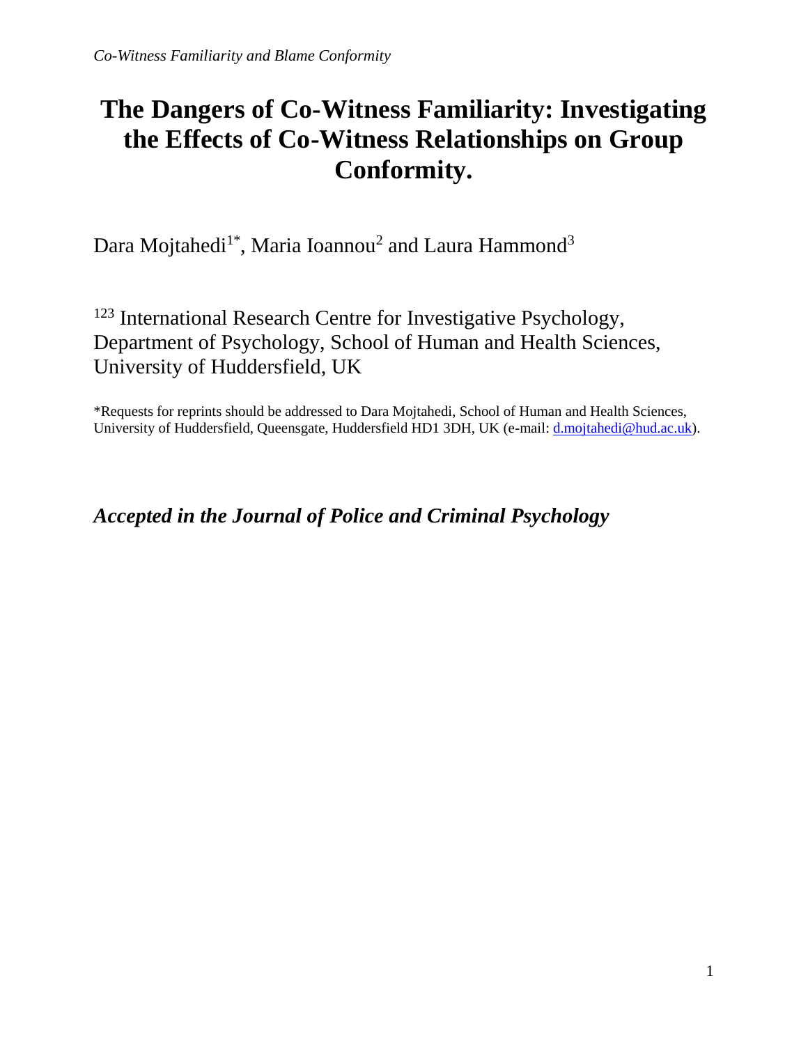# The Dangers of Co-Witness Familiarity: Investigating the Effects of Co-Witness Relationships on Group Conformity.

Dara Mojtahedi[1*], Maria Ioannou[2] and Laura Hammond[3]

[123] International Research Centre for Investigative Psychology, Department of Psychology, School of Human and Health Sciences, University of Huddersfield, UK

*Requests for reprints should be addressed to Dara Mojtahedi, School of Human and Health Sciences, University of Huddersfield, Queensgate, Huddersfield HD1 3DH, UK (e-mail: d.mojtahedi@hud.ac.uk).

***Accepted in the Journal of Police and Criminal Psychology***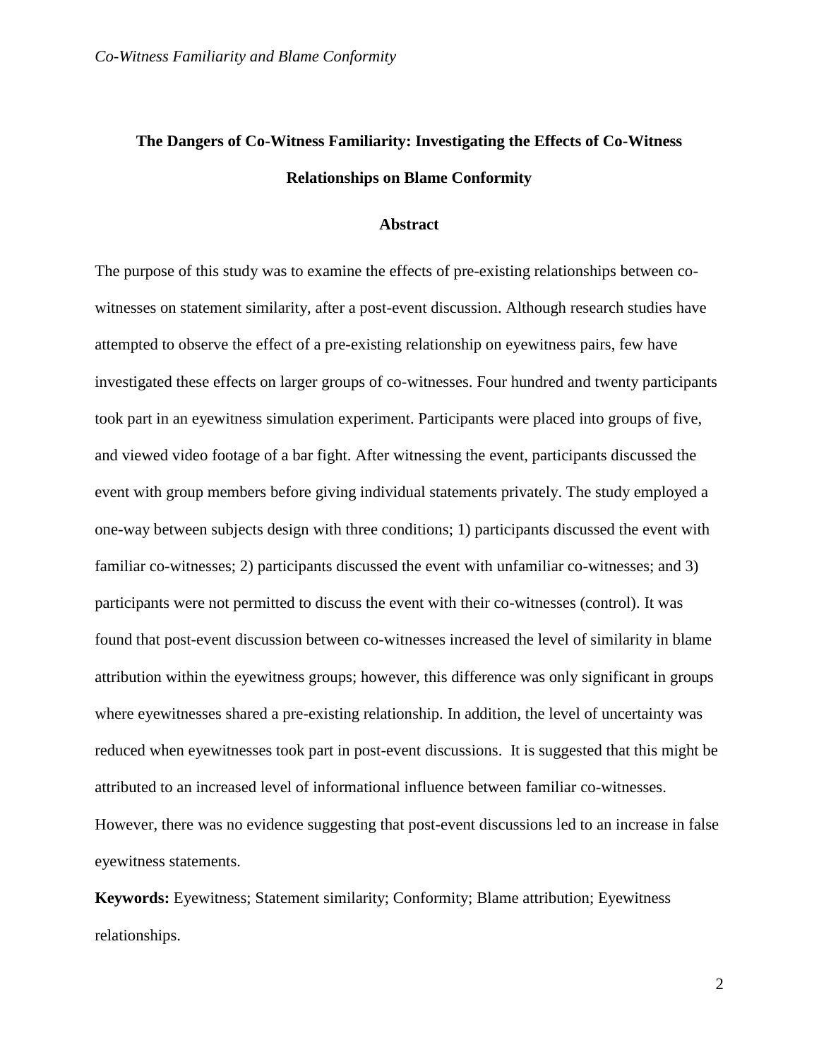# The Dangers of Co-Witness Familiarity: Investigating the Effects of Co-Witness Relationships on Blame Conformity

## Abstract

The purpose of this study was to examine the effects of pre-existing relationships between co-witnesses on statement similarity, after a post-event discussion. Although research studies have attempted to observe the effect of a pre-existing relationship on eyewitness pairs, few have investigated these effects on larger groups of co-witnesses. Four hundred and twenty participants took part in an eyewitness simulation experiment. Participants were placed into groups of five, and viewed video footage of a bar fight. After witnessing the event, participants discussed the event with group members before giving individual statements privately. The study employed a one-way between subjects design with three conditions; 1) participants discussed the event with familiar co-witnesses; 2) participants discussed the event with unfamiliar co-witnesses; and 3) participants were not permitted to discuss the event with their co-witnesses (control). It was found that post-event discussion between co-witnesses increased the level of similarity in blame attribution within the eyewitness groups; however, this difference was only significant in groups where eyewitnesses shared a pre-existing relationship. In addition, the level of uncertainty was reduced when eyewitnesses took part in post-event discussions. It is suggested that this might be attributed to an increased level of informational influence between familiar co-witnesses. However, there was no evidence suggesting that post-event discussions led to an increase in false eyewitness statements.

**Keywords:** Eyewitness; Statement similarity; Conformity; Blame attribution; Eyewitness relationships.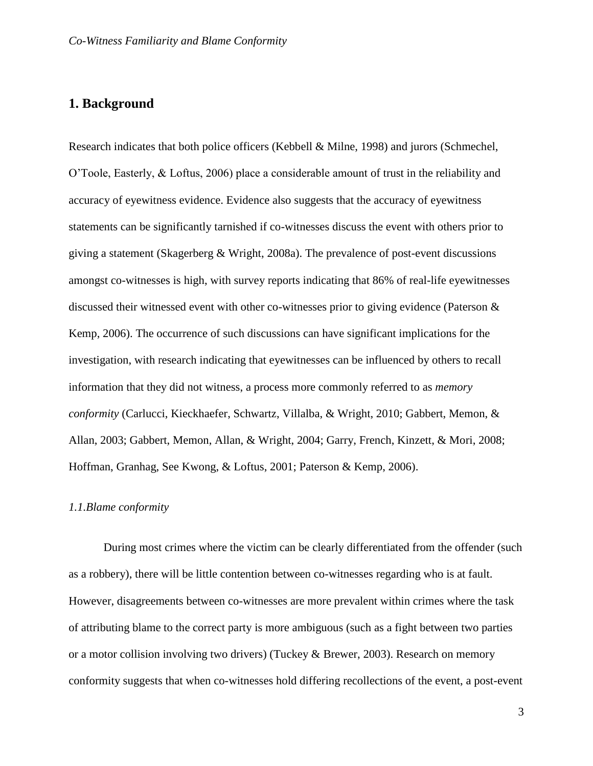## 1. Background

Research indicates that both police officers (Kebbell & Milne, 1998) and jurors (Schmechel, O'Toole, Easterly, & Loftus, 2006) place a considerable amount of trust in the reliability and accuracy of eyewitness evidence. Evidence also suggests that the accuracy of eyewitness statements can be significantly tarnished if co-witnesses discuss the event with others prior to giving a statement (Skagerberg & Wright, 2008a). The prevalence of post-event discussions amongst co-witnesses is high, with survey reports indicating that 86% of real-life eyewitnesses discussed their witnessed event with other co-witnesses prior to giving evidence (Paterson & Kemp, 2006). The occurrence of such discussions can have significant implications for the investigation, with research indicating that eyewitnesses can be influenced by others to recall information that they did not witness, a process more commonly referred to as *memory conformity* (Carlucci, Kieckhaefer, Schwartz, Villalba, & Wright, 2010; Gabbert, Memon, & Allan, 2003; Gabbert, Memon, Allan, & Wright, 2004; Garry, French, Kinzett, & Mori, 2008; Hoffman, Granhag, See Kwong, & Loftus, 2001; Paterson & Kemp, 2006).

### *1.1.Blame conformity*

During most crimes where the victim can be clearly differentiated from the offender (such as a robbery), there will be little contention between co-witnesses regarding who is at fault. However, disagreements between co-witnesses are more prevalent within crimes where the task of attributing blame to the correct party is more ambiguous (such as a fight between two parties or a motor collision involving two drivers) (Tuckey & Brewer, 2003). Research on memory conformity suggests that when co-witnesses hold differing recollections of the event, a post-event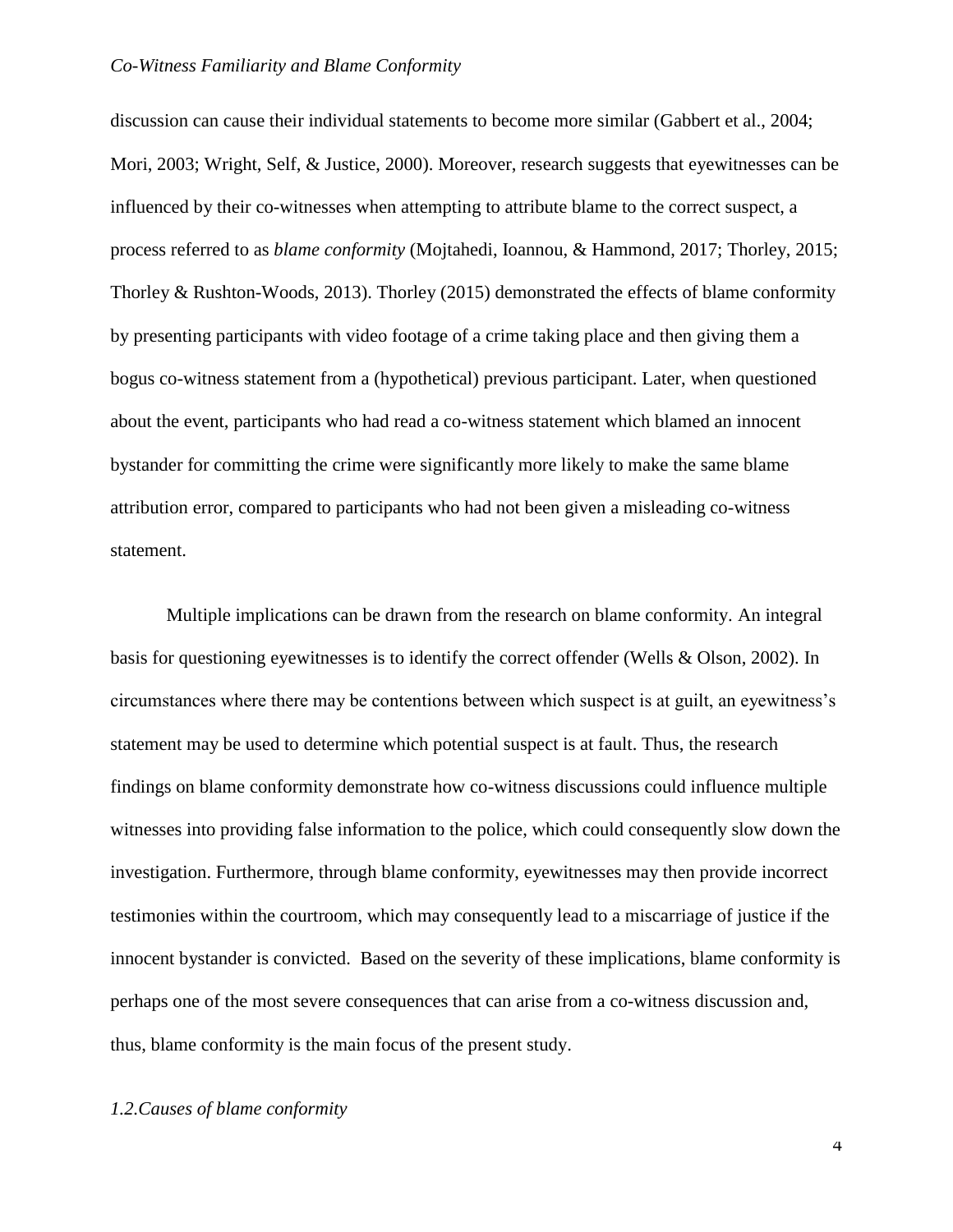discussion can cause their individual statements to become more similar (Gabbert et al., 2004; Mori, 2003; Wright, Self, & Justice, 2000). Moreover, research suggests that eyewitnesses can be influenced by their co-witnesses when attempting to attribute blame to the correct suspect, a process referred to as *blame conformity* (Mojtahedi, Ioannou, & Hammond, 2017; Thorley, 2015; Thorley & Rushton-Woods, 2013). Thorley (2015) demonstrated the effects of blame conformity by presenting participants with video footage of a crime taking place and then giving them a bogus co-witness statement from a (hypothetical) previous participant. Later, when questioned about the event, participants who had read a co-witness statement which blamed an innocent bystander for committing the crime were significantly more likely to make the same blame attribution error, compared to participants who had not been given a misleading co-witness statement.

Multiple implications can be drawn from the research on blame conformity. An integral basis for questioning eyewitnesses is to identify the correct offender (Wells & Olson, 2002). In circumstances where there may be contentions between which suspect is at guilt, an eyewitness's statement may be used to determine which potential suspect is at fault. Thus, the research findings on blame conformity demonstrate how co-witness discussions could influence multiple witnesses into providing false information to the police, which could consequently slow down the investigation. Furthermore, through blame conformity, eyewitnesses may then provide incorrect testimonies within the courtroom, which may consequently lead to a miscarriage of justice if the innocent bystander is convicted. Based on the severity of these implications, blame conformity is perhaps one of the most severe consequences that can arise from a co-witness discussion and, thus, blame conformity is the main focus of the present study.

### *1.2.Causes of blame conformity*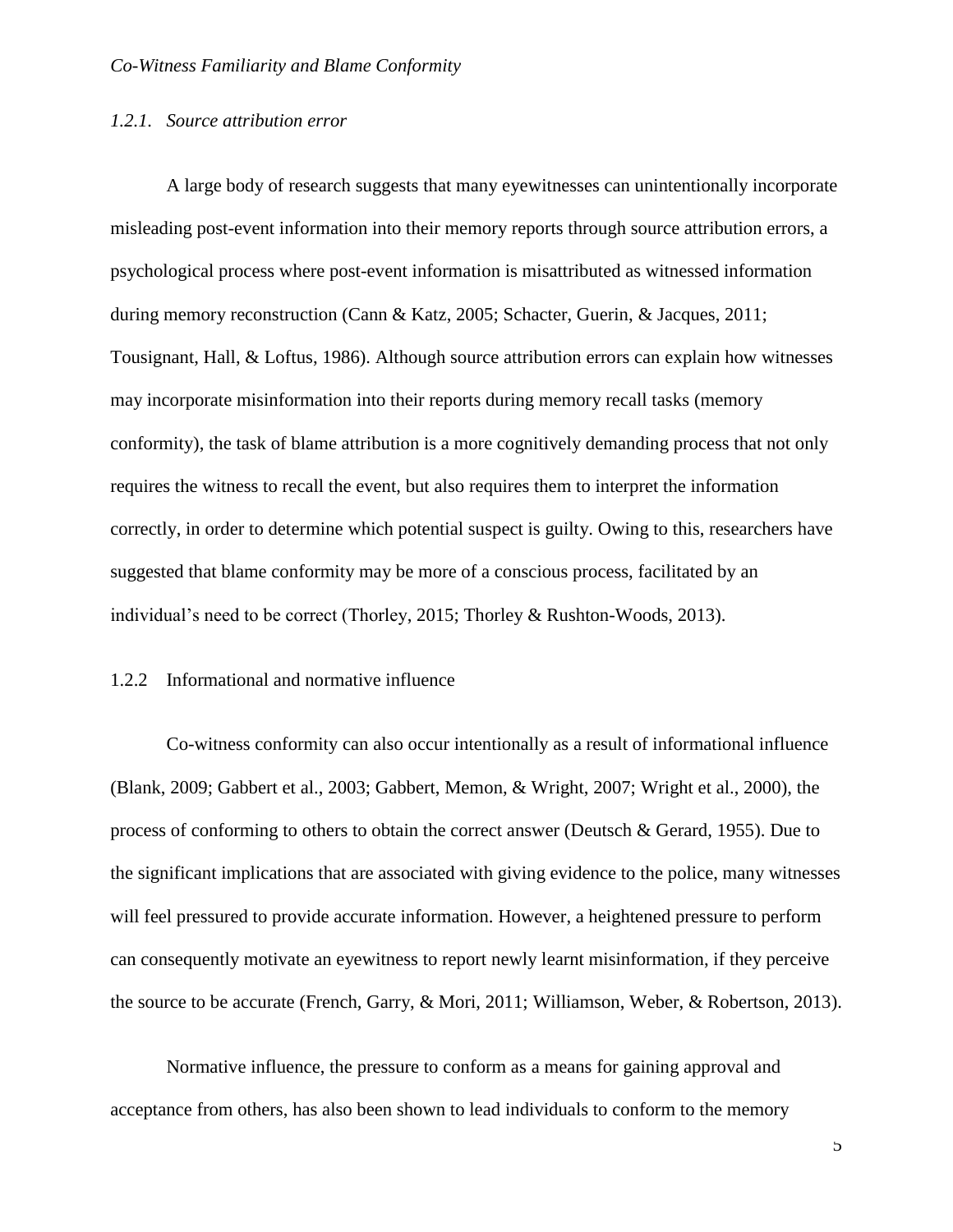### *1.2.1. Source attribution error*

A large body of research suggests that many eyewitnesses can unintentionally incorporate misleading post-event information into their memory reports through source attribution errors, a psychological process where post-event information is misattributed as witnessed information during memory reconstruction (Cann & Katz, 2005; Schacter, Guerin, & Jacques, 2011; Tousignant, Hall, & Loftus, 1986). Although source attribution errors can explain how witnesses may incorporate misinformation into their reports during memory recall tasks (memory conformity), the task of blame attribution is a more cognitively demanding process that not only requires the witness to recall the event, but also requires them to interpret the information correctly, in order to determine which potential suspect is guilty. Owing to this, researchers have suggested that blame conformity may be more of a conscious process, facilitated by an individual's need to be correct (Thorley, 2015; Thorley & Rushton-Woods, 2013).

### 1.2.2 Informational and normative influence

Co-witness conformity can also occur intentionally as a result of informational influence (Blank, 2009; Gabbert et al., 2003; Gabbert, Memon, & Wright, 2007; Wright et al., 2000), the process of conforming to others to obtain the correct answer (Deutsch & Gerard, 1955). Due to the significant implications that are associated with giving evidence to the police, many witnesses will feel pressured to provide accurate information. However, a heightened pressure to perform can consequently motivate an eyewitness to report newly learnt misinformation, if they perceive the source to be accurate (French, Garry, & Mori, 2011; Williamson, Weber, & Robertson, 2013).

Normative influence, the pressure to conform as a means for gaining approval and acceptance from others, has also been shown to lead individuals to conform to the memory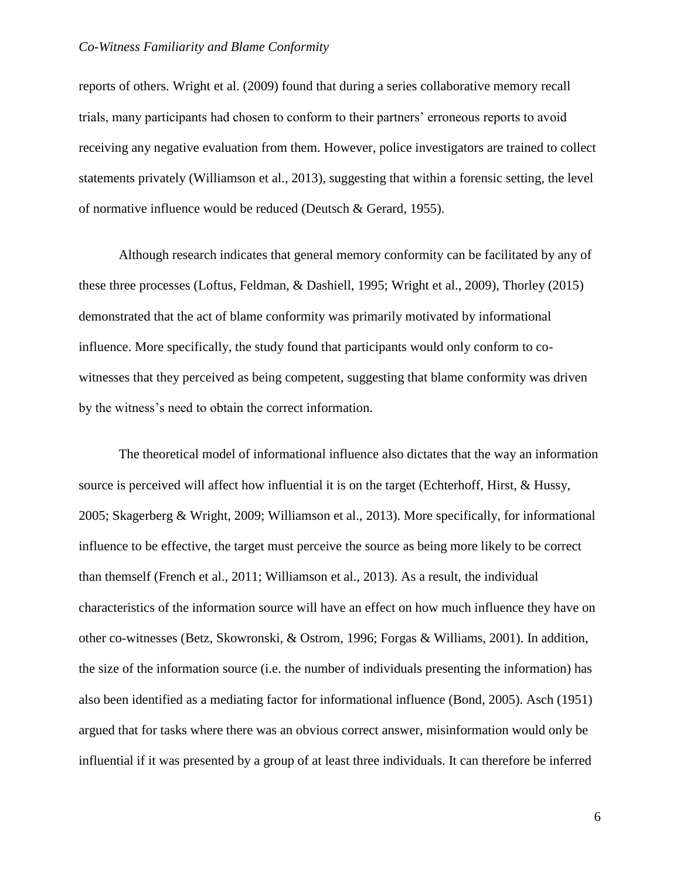reports of others. Wright et al. (2009) found that during a series collaborative memory recall trials, many participants had chosen to conform to their partners' erroneous reports to avoid receiving any negative evaluation from them. However, police investigators are trained to collect statements privately (Williamson et al., 2013), suggesting that within a forensic setting, the level of normative influence would be reduced (Deutsch & Gerard, 1955).

Although research indicates that general memory conformity can be facilitated by any of these three processes (Loftus, Feldman, & Dashiell, 1995; Wright et al., 2009), Thorley (2015) demonstrated that the act of blame conformity was primarily motivated by informational influence. More specifically, the study found that participants would only conform to co-witnesses that they perceived as being competent, suggesting that blame conformity was driven by the witness's need to obtain the correct information.

The theoretical model of informational influence also dictates that the way an information source is perceived will affect how influential it is on the target (Echterhoff, Hirst, & Hussy, 2005; Skagerberg & Wright, 2009; Williamson et al., 2013). More specifically, for informational influence to be effective, the target must perceive the source as being more likely to be correct than themself (French et al., 2011; Williamson et al., 2013). As a result, the individual characteristics of the information source will have an effect on how much influence they have on other co-witnesses (Betz, Skowronski, & Ostrom, 1996; Forgas & Williams, 2001). In addition, the size of the information source (i.e. the number of individuals presenting the information) has also been identified as a mediating factor for informational influence (Bond, 2005). Asch (1951) argued that for tasks where there was an obvious correct answer, misinformation would only be influential if it was presented by a group of at least three individuals. It can therefore be inferred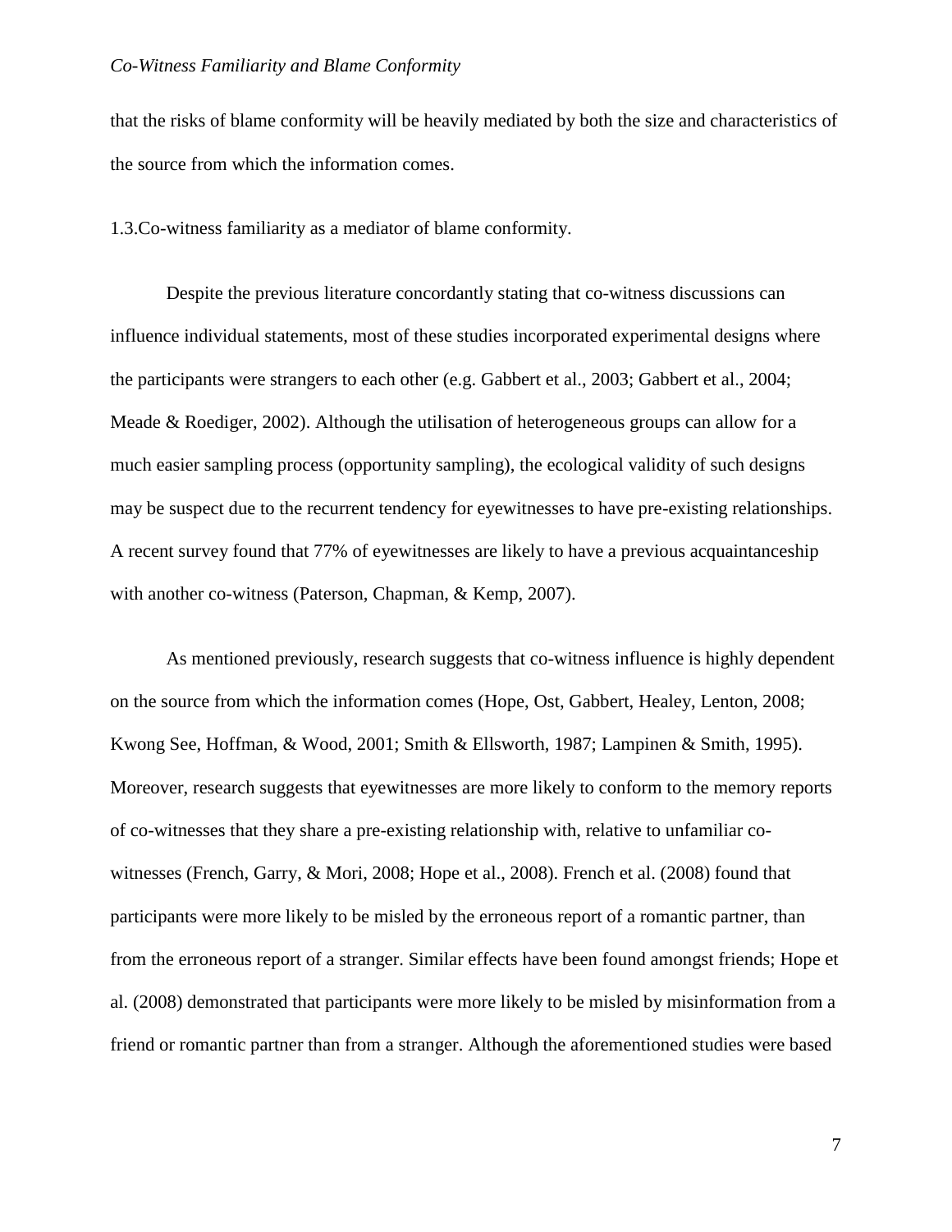that the risks of blame conformity will be heavily mediated by both the size and characteristics of the source from which the information comes.

### 1.3.Co-witness familiarity as a mediator of blame conformity.

Despite the previous literature concordantly stating that co-witness discussions can influence individual statements, most of these studies incorporated experimental designs where the participants were strangers to each other (e.g. Gabbert et al., 2003; Gabbert et al., 2004; Meade & Roediger, 2002). Although the utilisation of heterogeneous groups can allow for a much easier sampling process (opportunity sampling), the ecological validity of such designs may be suspect due to the recurrent tendency for eyewitnesses to have pre-existing relationships. A recent survey found that 77% of eyewitnesses are likely to have a previous acquaintanceship with another co-witness (Paterson, Chapman, & Kemp, 2007).

As mentioned previously, research suggests that co-witness influence is highly dependent on the source from which the information comes (Hope, Ost, Gabbert, Healey, Lenton, 2008; Kwong See, Hoffman, & Wood, 2001; Smith & Ellsworth, 1987; Lampinen & Smith, 1995). Moreover, research suggests that eyewitnesses are more likely to conform to the memory reports of co-witnesses that they share a pre-existing relationship with, relative to unfamiliar co-witnesses (French, Garry, & Mori, 2008; Hope et al., 2008). French et al. (2008) found that participants were more likely to be misled by the erroneous report of a romantic partner, than from the erroneous report of a stranger. Similar effects have been found amongst friends; Hope et al. (2008) demonstrated that participants were more likely to be misled by misinformation from a friend or romantic partner than from a stranger. Although the aforementioned studies were based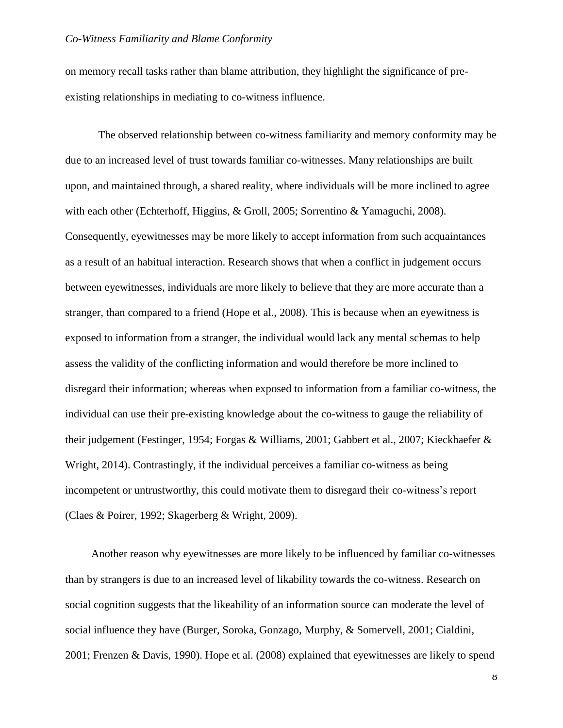on memory recall tasks rather than blame attribution, they highlight the significance of pre-existing relationships in mediating to co-witness influence.

The observed relationship between co-witness familiarity and memory conformity may be due to an increased level of trust towards familiar co-witnesses. Many relationships are built upon, and maintained through, a shared reality, where individuals will be more inclined to agree with each other (Echterhoff, Higgins, & Groll, 2005; Sorrentino & Yamaguchi, 2008). Consequently, eyewitnesses may be more likely to accept information from such acquaintances as a result of an habitual interaction. Research shows that when a conflict in judgement occurs between eyewitnesses, individuals are more likely to believe that they are more accurate than a stranger, than compared to a friend (Hope et al., 2008). This is because when an eyewitness is exposed to information from a stranger, the individual would lack any mental schemas to help assess the validity of the conflicting information and would therefore be more inclined to disregard their information; whereas when exposed to information from a familiar co-witness, the individual can use their pre-existing knowledge about the co-witness to gauge the reliability of their judgement (Festinger, 1954; Forgas & Williams, 2001; Gabbert et al., 2007; Kieckhaefer & Wright, 2014). Contrastingly, if the individual perceives a familiar co-witness as being incompetent or untrustworthy, this could motivate them to disregard their co-witness's report (Claes & Poirer, 1992; Skagerberg & Wright, 2009).

Another reason why eyewitnesses are more likely to be influenced by familiar co-witnesses than by strangers is due to an increased level of likability towards the co-witness. Research on social cognition suggests that the likeability of an information source can moderate the level of social influence they have (Burger, Soroka, Gonzago, Murphy, & Somervell, 2001; Cialdini, 2001; Frenzen & Davis, 1990). Hope et al. (2008) explained that eyewitnesses are likely to spend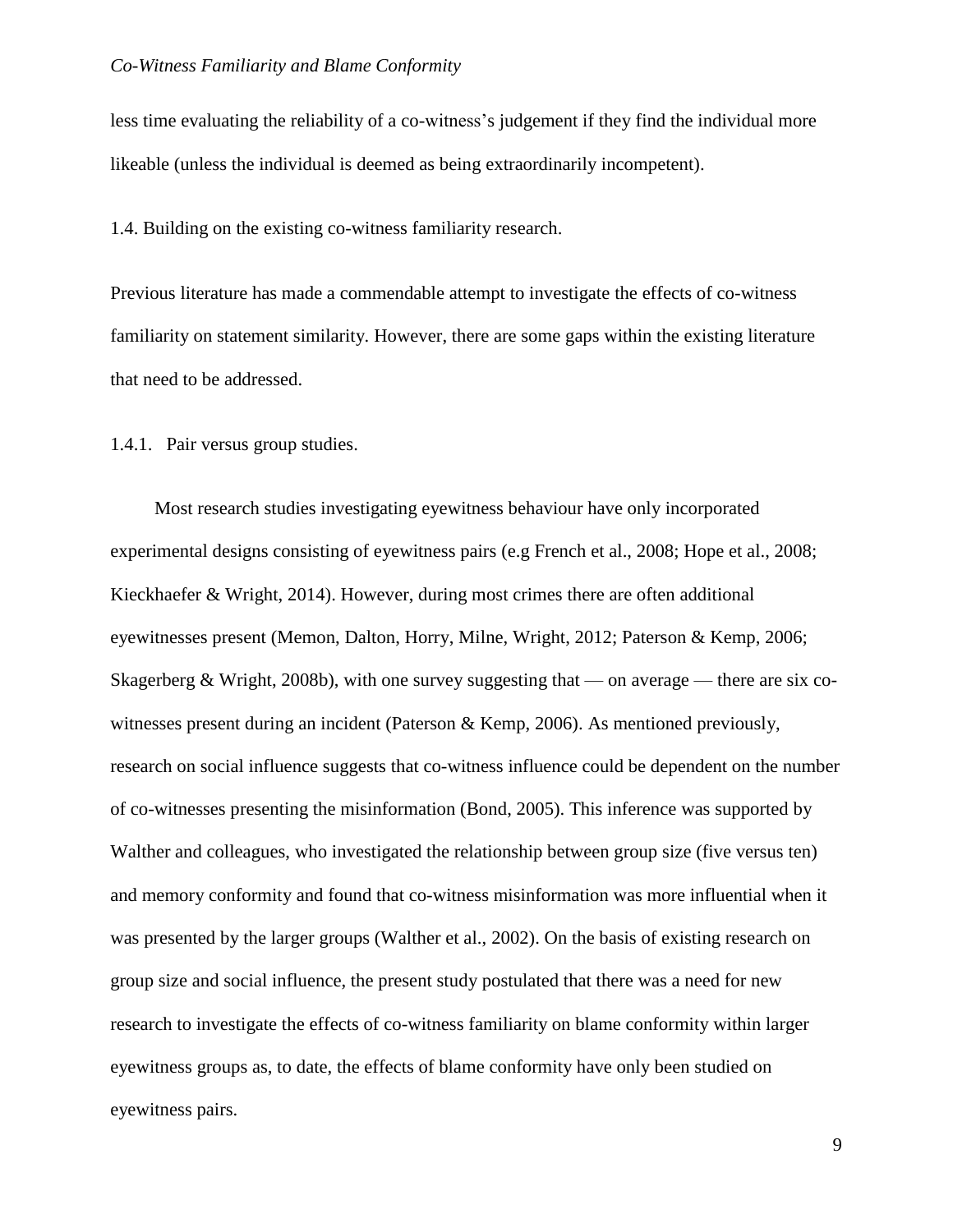less time evaluating the reliability of a co-witness's judgement if they find the individual more likeable (unless the individual is deemed as being extraordinarily incompetent).

## 1.4. Building on the existing co-witness familiarity research.

Previous literature has made a commendable attempt to investigate the effects of co-witness familiarity on statement similarity. However, there are some gaps within the existing literature that need to be addressed.

### 1.4.1. Pair versus group studies.

Most research studies investigating eyewitness behaviour have only incorporated experimental designs consisting of eyewitness pairs (e.g French et al., 2008; Hope et al., 2008; Kieckhaefer & Wright, 2014). However, during most crimes there are often additional eyewitnesses present (Memon, Dalton, Horry, Milne, Wright, 2012; Paterson & Kemp, 2006; Skagerberg & Wright, 2008b), with one survey suggesting that — on average — there are six co-witnesses present during an incident (Paterson & Kemp, 2006). As mentioned previously, research on social influence suggests that co-witness influence could be dependent on the number of co-witnesses presenting the misinformation (Bond, 2005). This inference was supported by Walther and colleagues, who investigated the relationship between group size (five versus ten) and memory conformity and found that co-witness misinformation was more influential when it was presented by the larger groups (Walther et al., 2002). On the basis of existing research on group size and social influence, the present study postulated that there was a need for new research to investigate the effects of co-witness familiarity on blame conformity within larger eyewitness groups as, to date, the effects of blame conformity have only been studied on eyewitness pairs.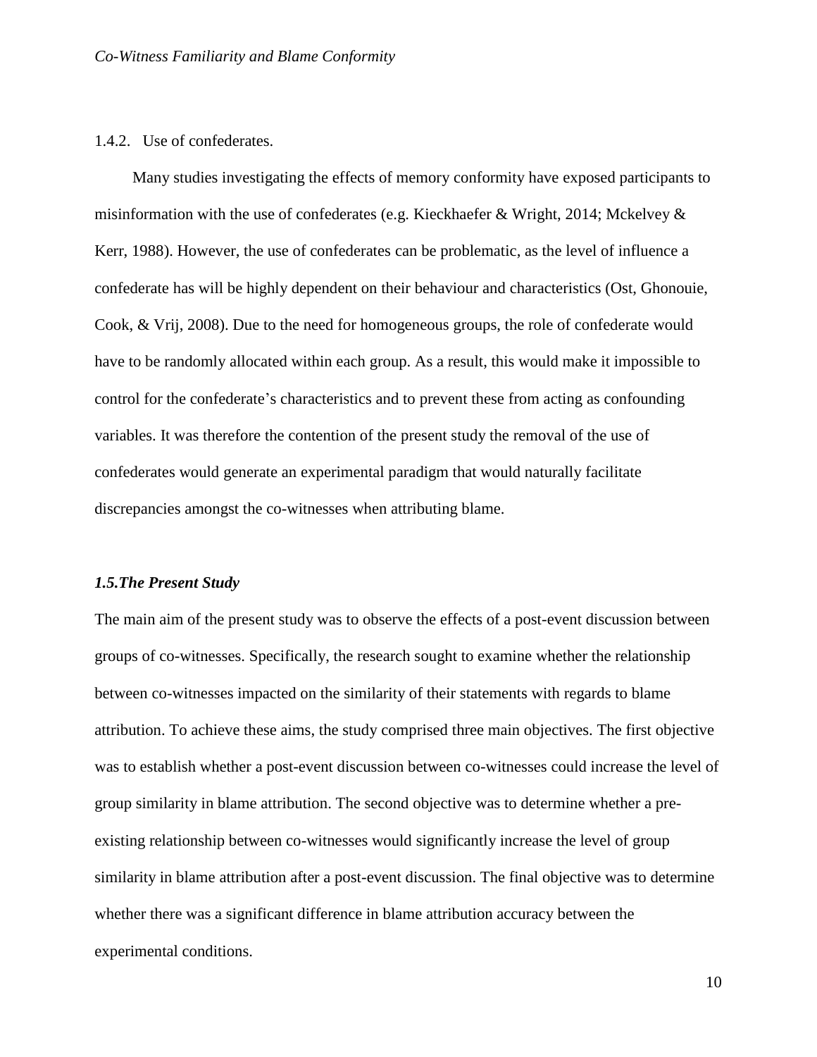#### 1.4.2. Use of confederates.

Many studies investigating the effects of memory conformity have exposed participants to misinformation with the use of confederates (e.g. Kieckhaefer & Wright, 2014; Mckelvey & Kerr, 1988). However, the use of confederates can be problematic, as the level of influence a confederate has will be highly dependent on their behaviour and characteristics (Ost, Ghonouie, Cook, & Vrij, 2008). Due to the need for homogeneous groups, the role of confederate would have to be randomly allocated within each group. As a result, this would make it impossible to control for the confederate's characteristics and to prevent these from acting as confounding variables. It was therefore the contention of the present study the removal of the use of confederates would generate an experimental paradigm that would naturally facilitate discrepancies amongst the co-witnesses when attributing blame.

### *1.5. The Present Study*

The main aim of the present study was to observe the effects of a post-event discussion between groups of co-witnesses. Specifically, the research sought to examine whether the relationship between co-witnesses impacted on the similarity of their statements with regards to blame attribution. To achieve these aims, the study comprised three main objectives. The first objective was to establish whether a post-event discussion between co-witnesses could increase the level of group similarity in blame attribution. The second objective was to determine whether a pre-existing relationship between co-witnesses would significantly increase the level of group similarity in blame attribution after a post-event discussion. The final objective was to determine whether there was a significant difference in blame attribution accuracy between the experimental conditions.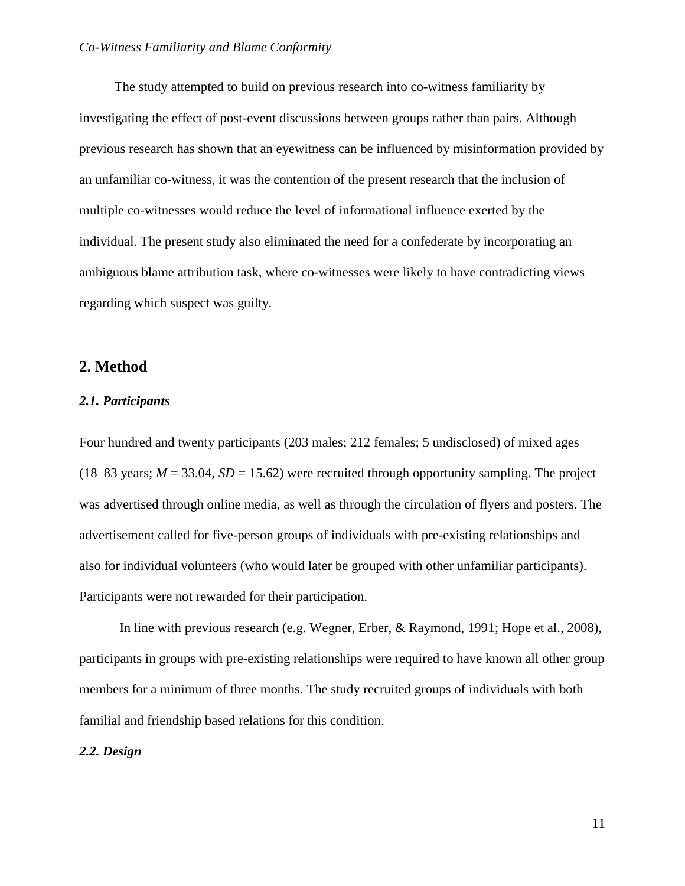The study attempted to build on previous research into co-witness familiarity by investigating the effect of post-event discussions between groups rather than pairs. Although previous research has shown that an eyewitness can be influenced by misinformation provided by an unfamiliar co-witness, it was the contention of the present research that the inclusion of multiple co-witnesses would reduce the level of informational influence exerted by the individual. The present study also eliminated the need for a confederate by incorporating an ambiguous blame attribution task, where co-witnesses were likely to have contradicting views regarding which suspect was guilty.

## 2. Method

### *2.1. Participants*

Four hundred and twenty participants (203 males; 212 females; 5 undisclosed) of mixed ages (18–83 years; $M$ = 33.04, $SD$ = 15.62) were recruited through opportunity sampling. The project was advertised through online media, as well as through the circulation of flyers and posters. The advertisement called for five-person groups of individuals with pre-existing relationships and also for individual volunteers (who would later be grouped with other unfamiliar participants). Participants were not rewarded for their participation.

In line with previous research (e.g. Wegner, Erber, & Raymond, 1991; Hope et al., 2008), participants in groups with pre-existing relationships were required to have known all other group members for a minimum of three months. The study recruited groups of individuals with both familial and friendship based relations for this condition.

### *2.2. Design*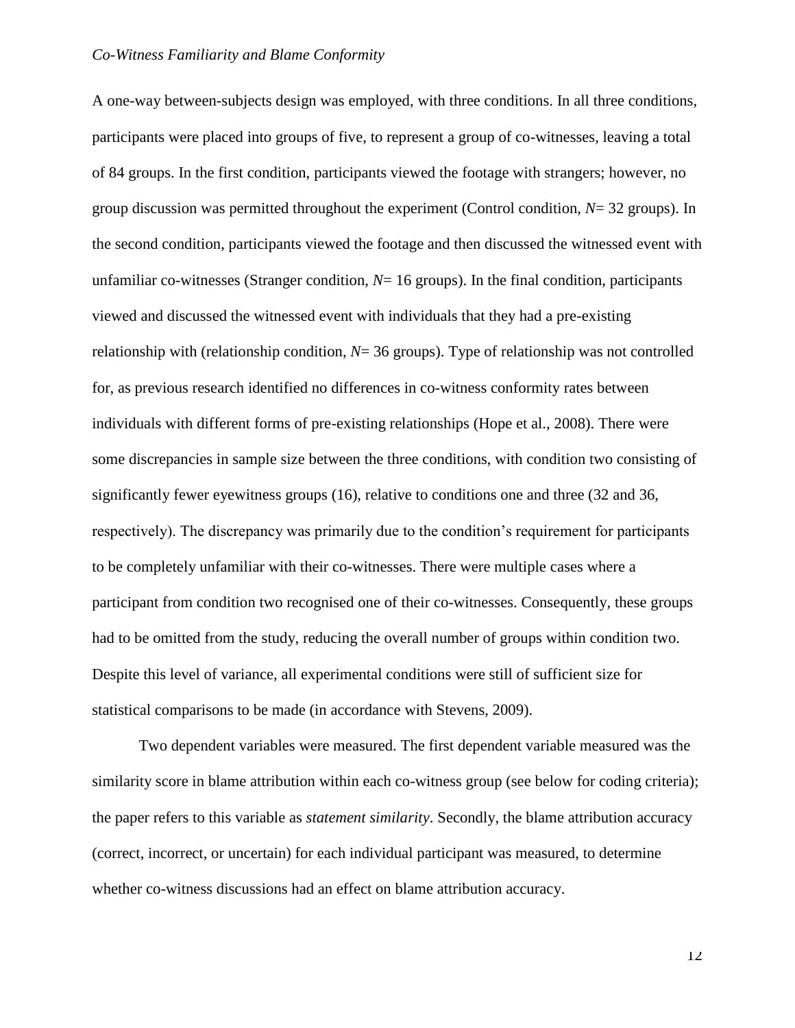A one-way between-subjects design was employed, with three conditions. In all three conditions, participants were placed into groups of five, to represent a group of co-witnesses, leaving a total of 84 groups. In the first condition, participants viewed the footage with strangers; however, no group discussion was permitted throughout the experiment (Control condition, *N*= 32 groups). In the second condition, participants viewed the footage and then discussed the witnessed event with unfamiliar co-witnesses (Stranger condition, *N*= 16 groups). In the final condition, participants viewed and discussed the witnessed event with individuals that they had a pre-existing relationship with (relationship condition, *N*= 36 groups). Type of relationship was not controlled for, as previous research identified no differences in co-witness conformity rates between individuals with different forms of pre-existing relationships (Hope et al., 2008). There were some discrepancies in sample size between the three conditions, with condition two consisting of significantly fewer eyewitness groups (16), relative to conditions one and three (32 and 36, respectively). The discrepancy was primarily due to the condition's requirement for participants to be completely unfamiliar with their co-witnesses. There were multiple cases where a participant from condition two recognised one of their co-witnesses. Consequently, these groups had to be omitted from the study, reducing the overall number of groups within condition two. Despite this level of variance, all experimental conditions were still of sufficient size for statistical comparisons to be made (in accordance with Stevens, 2009).

Two dependent variables were measured. The first dependent variable measured was the similarity score in blame attribution within each co-witness group (see below for coding criteria); the paper refers to this variable as *statement similarity*. Secondly, the blame attribution accuracy (correct, incorrect, or uncertain) for each individual participant was measured, to determine whether co-witness discussions had an effect on blame attribution accuracy.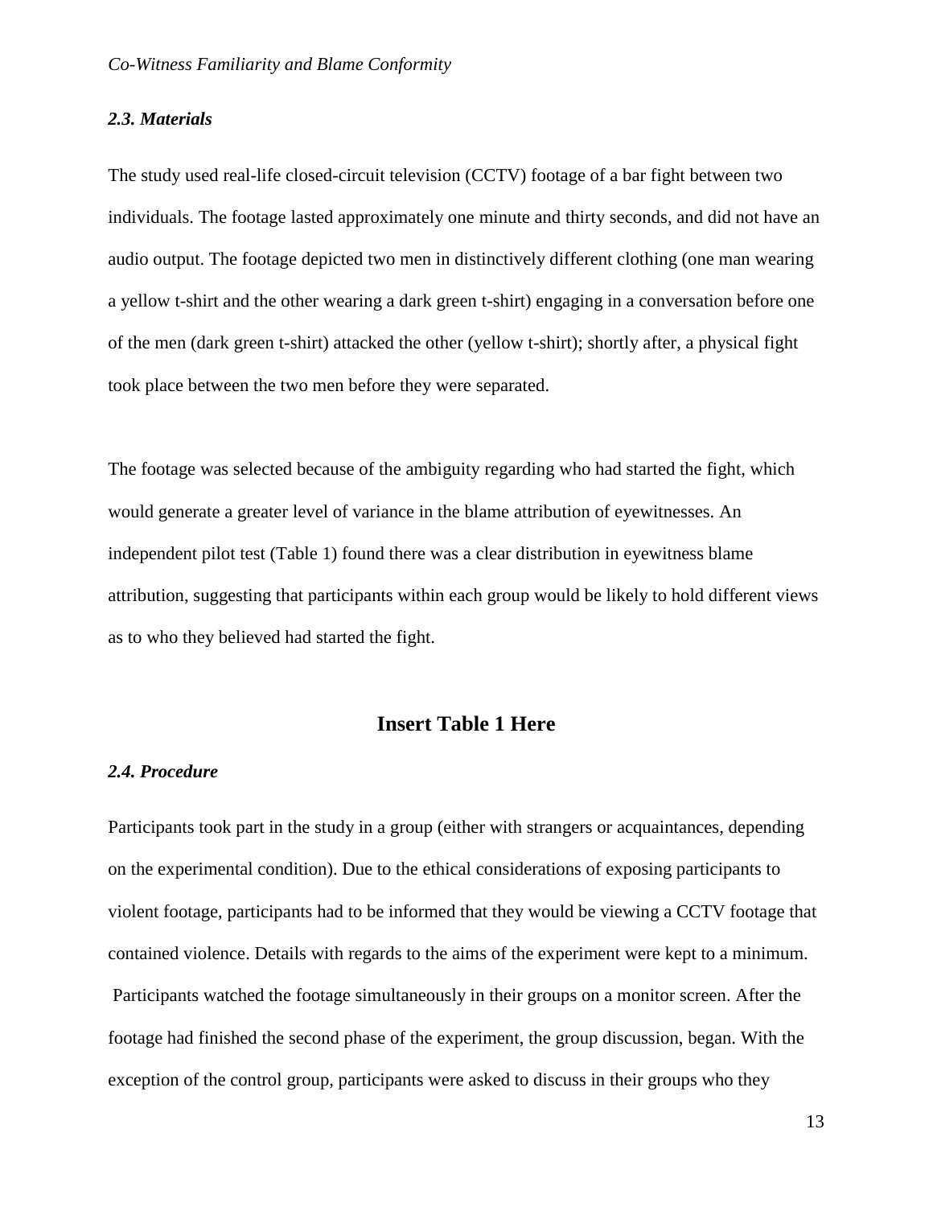### *2.3. Materials*

The study used real-life closed-circuit television (CCTV) footage of a bar fight between two individuals. The footage lasted approximately one minute and thirty seconds, and did not have an audio output. The footage depicted two men in distinctively different clothing (one man wearing a yellow t-shirt and the other wearing a dark green t-shirt) engaging in a conversation before one of the men (dark green t-shirt) attacked the other (yellow t-shirt); shortly after, a physical fight took place between the two men before they were separated.

The footage was selected because of the ambiguity regarding who had started the fight, which would generate a greater level of variance in the blame attribution of eyewitnesses. An independent pilot test (Table 1) found there was a clear distribution in eyewitness blame attribution, suggesting that participants within each group would be likely to hold different views as to who they believed had started the fight.

**Insert Table 1 Here**

### *2.4. Procedure*

Participants took part in the study in a group (either with strangers or acquaintances, depending on the experimental condition). Due to the ethical considerations of exposing participants to violent footage, participants had to be informed that they would be viewing a CCTV footage that contained violence. Details with regards to the aims of the experiment were kept to a minimum. Participants watched the footage simultaneously in their groups on a monitor screen. After the footage had finished the second phase of the experiment, the group discussion, began. With the exception of the control group, participants were asked to discuss in their groups who they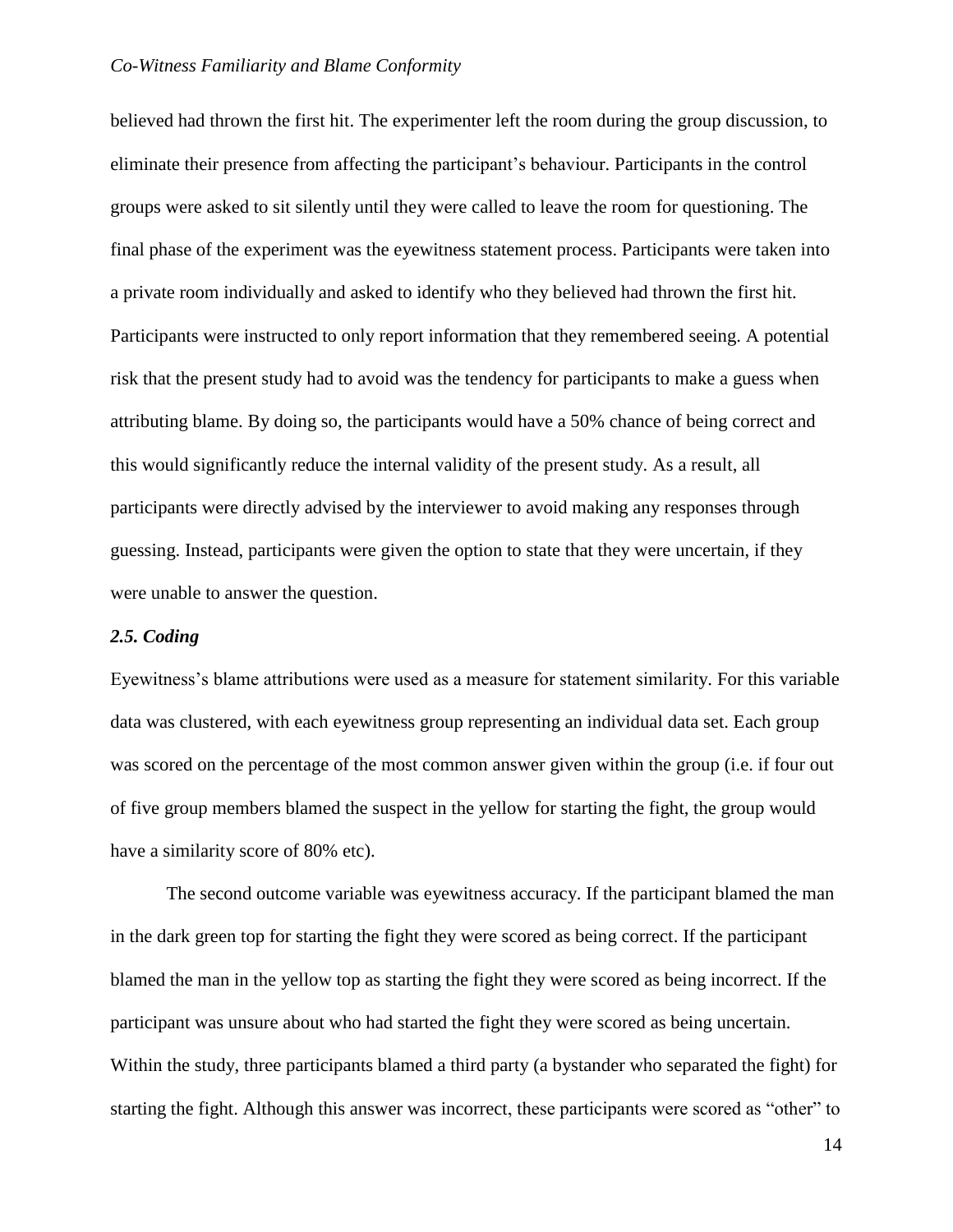believed had thrown the first hit. The experimenter left the room during the group discussion, to eliminate their presence from affecting the participant's behaviour. Participants in the control groups were asked to sit silently until they were called to leave the room for questioning. The final phase of the experiment was the eyewitness statement process. Participants were taken into a private room individually and asked to identify who they believed had thrown the first hit. Participants were instructed to only report information that they remembered seeing. A potential risk that the present study had to avoid was the tendency for participants to make a guess when attributing blame. By doing so, the participants would have a 50% chance of being correct and this would significantly reduce the internal validity of the present study. As a result, all participants were directly advised by the interviewer to avoid making any responses through guessing. Instead, participants were given the option to state that they were uncertain, if they were unable to answer the question.

### *2.5. Coding*

Eyewitness's blame attributions were used as a measure for statement similarity. For this variable data was clustered, with each eyewitness group representing an individual data set. Each group was scored on the percentage of the most common answer given within the group (i.e. if four out of five group members blamed the suspect in the yellow for starting the fight, the group would have a similarity score of 80% etc).

The second outcome variable was eyewitness accuracy. If the participant blamed the man in the dark green top for starting the fight they were scored as being correct. If the participant blamed the man in the yellow top as starting the fight they were scored as being incorrect. If the participant was unsure about who had started the fight they were scored as being uncertain. Within the study, three participants blamed a third party (a bystander who separated the fight) for starting the fight. Although this answer was incorrect, these participants were scored as "other" to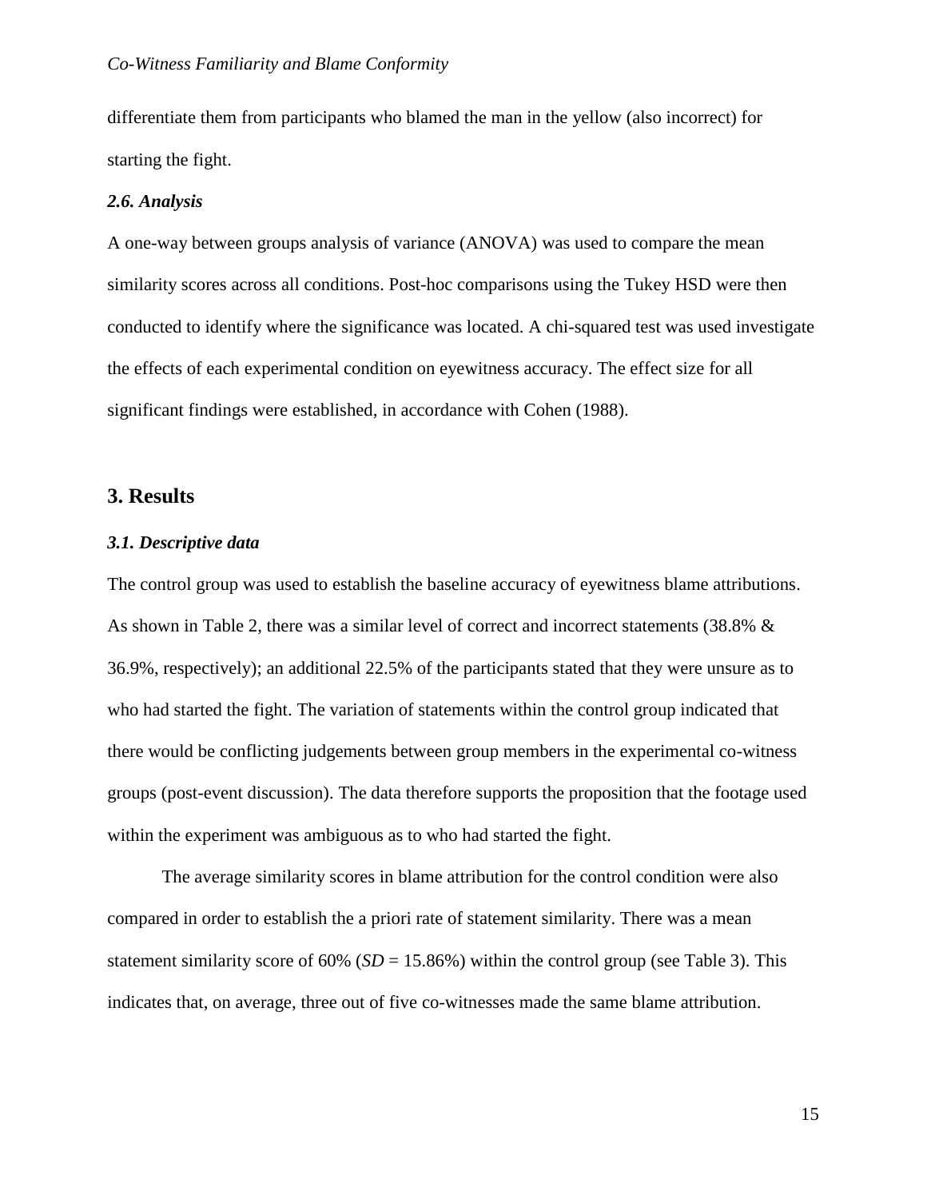differentiate them from participants who blamed the man in the yellow (also incorrect) for starting the fight.

### *2.6. Analysis*

A one-way between groups analysis of variance (ANOVA) was used to compare the mean similarity scores across all conditions. Post-hoc comparisons using the Tukey HSD were then conducted to identify where the significance was located. A chi-squared test was used investigate the effects of each experimental condition on eyewitness accuracy. The effect size for all significant findings were established, in accordance with Cohen (1988).

## 3. Results

### *3.1. Descriptive data*

The control group was used to establish the baseline accuracy of eyewitness blame attributions. As shown in Table 2, there was a similar level of correct and incorrect statements (38.8% & 36.9%, respectively); an additional 22.5% of the participants stated that they were unsure as to who had started the fight. The variation of statements within the control group indicated that there would be conflicting judgements between group members in the experimental co-witness groups (post-event discussion). The data therefore supports the proposition that the footage used within the experiment was ambiguous as to who had started the fight.

The average similarity scores in blame attribution for the control condition were also compared in order to establish the a priori rate of statement similarity. There was a mean statement similarity score of 60% (*SD* = 15.86%) within the control group (see Table 3). This indicates that, on average, three out of five co-witnesses made the same blame attribution.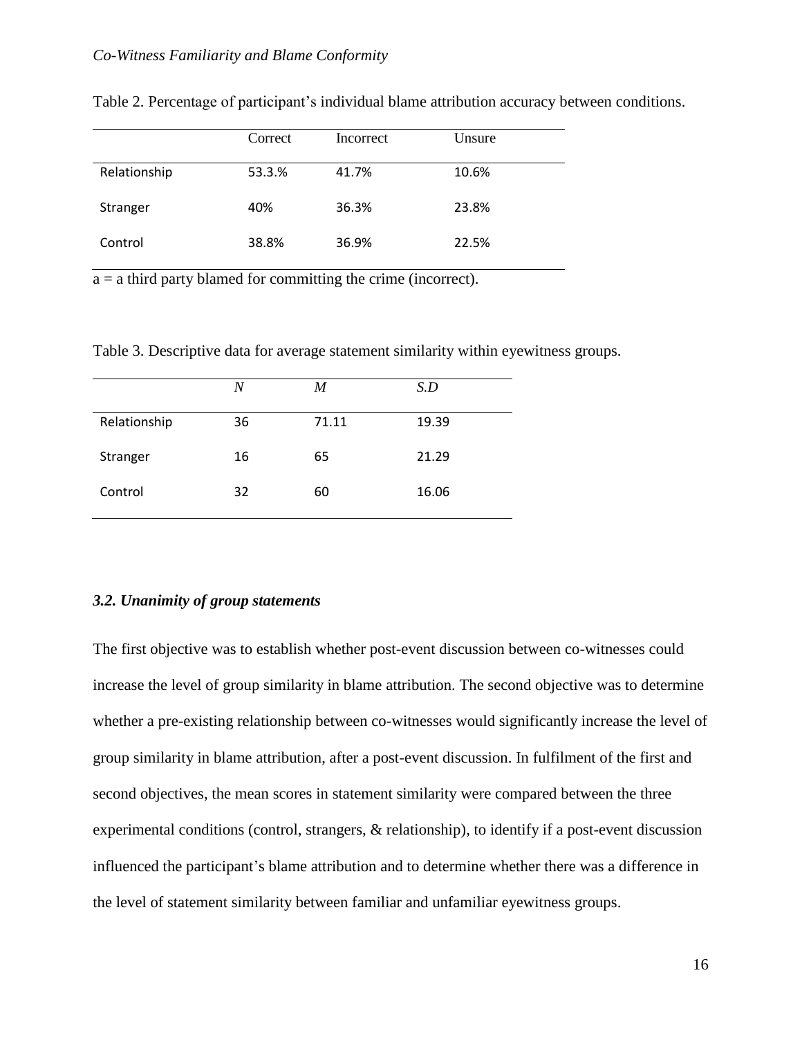Table 2. Percentage of participant's individual blame attribution accuracy between conditions.

| | Correct | Incorrect | Unsure |
|---|---|---|---|
| Relationship | 53.3.% | 41.7% | 10.6% |
| Stranger | 40% | 36.3% | 23.8% |
| Control | 38.8% | 36.9% | 22.5% |

a = a third party blamed for committing the crime (incorrect).

Table 3. Descriptive data for average statement similarity within eyewitness groups.

| | *N* | *M* | *S.D* |
|---|---|---|---|
| Relationship | 36 | 71.11 | 19.39 |
| Stranger | 16 | 65 | 21.29 |
| Control | 32 | 60 | 16.06 |

### *3.2. Unanimity of group statements*

The first objective was to establish whether post-event discussion between co-witnesses could increase the level of group similarity in blame attribution. The second objective was to determine whether a pre-existing relationship between co-witnesses would significantly increase the level of group similarity in blame attribution, after a post-event discussion. In fulfilment of the first and second objectives, the mean scores in statement similarity were compared between the three experimental conditions (control, strangers, & relationship), to identify if a post-event discussion influenced the participant's blame attribution and to determine whether there was a difference in the level of statement similarity between familiar and unfamiliar eyewitness groups.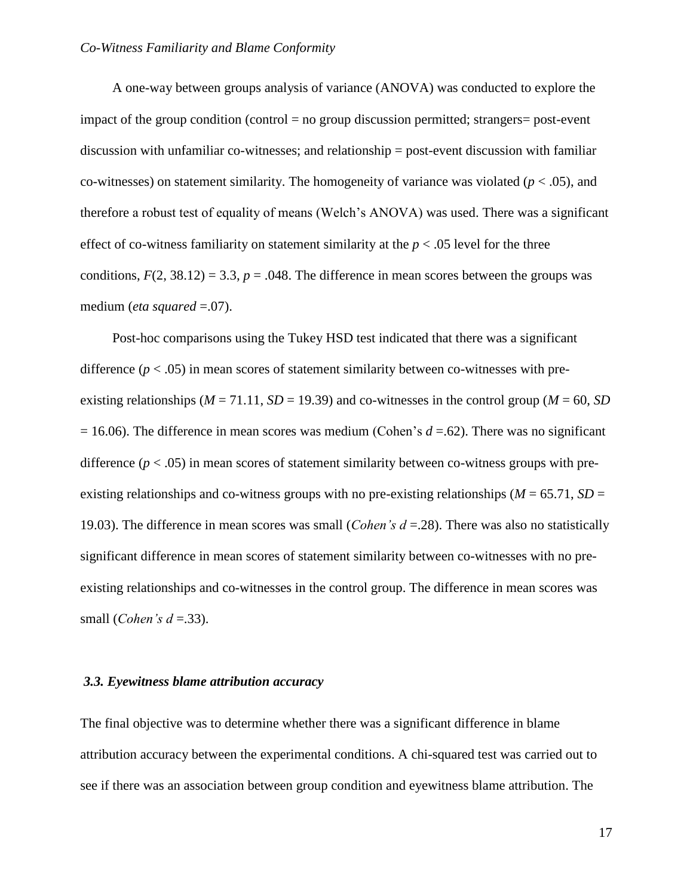A one-way between groups analysis of variance (ANOVA) was conducted to explore the impact of the group condition (control = no group discussion permitted; strangers= post-event discussion with unfamiliar co-witnesses; and relationship = post-event discussion with familiar co-witnesses) on statement similarity. The homogeneity of variance was violated ($p < .05$), and therefore a robust test of equality of means (Welch's ANOVA) was used. There was a significant effect of co-witness familiarity on statement similarity at the $p < .05$ level for the three conditions, $F(2, 38.12) = 3.3$, $p = .048$. The difference in mean scores between the groups was medium (*eta squared* =.07).

Post-hoc comparisons using the Tukey HSD test indicated that there was a significant difference ($p < .05$) in mean scores of statement similarity between co-witnesses with pre-existing relationships ($M = 71.11$, $SD = 19.39$) and co-witnesses in the control group ($M = 60$, $SD = 16.06$). The difference in mean scores was medium (Cohen's $d$ =.62). There was no significant difference ($p < .05$) in mean scores of statement similarity between co-witness groups with pre-existing relationships and co-witness groups with no pre-existing relationships ($M = 65.71$, $SD = 19.03$). The difference in mean scores was small (*Cohen's d* =.28). There was also no statistically significant difference in mean scores of statement similarity between co-witnesses with no pre-existing relationships and co-witnesses in the control group. The difference in mean scores was small (*Cohen's d* =.33).

### *3.3. Eyewitness blame attribution accuracy*

The final objective was to determine whether there was a significant difference in blame attribution accuracy between the experimental conditions. A chi-squared test was carried out to see if there was an association between group condition and eyewitness blame attribution. The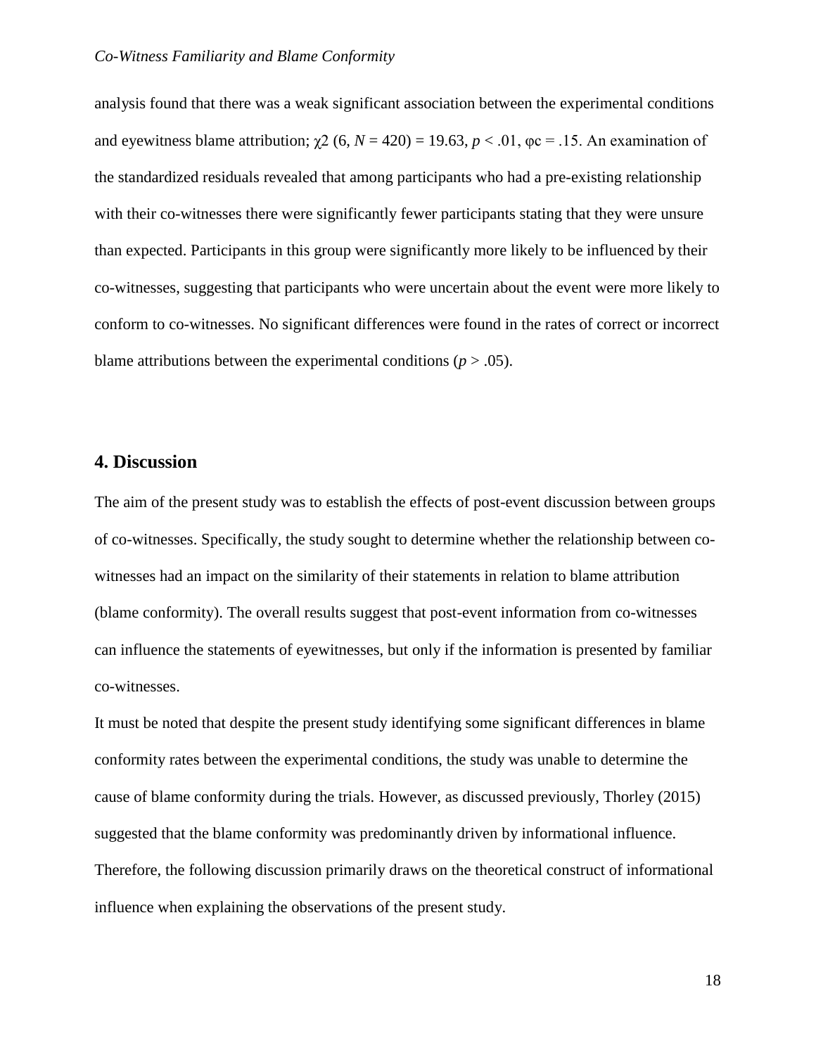analysis found that there was a weak significant association between the experimental conditions and eyewitness blame attribution; $\chi 2$ (6, $N$ = 420) = 19.63, $p < .01$, $\varphi c = .15$. An examination of the standardized residuals revealed that among participants who had a pre-existing relationship with their co-witnesses there were significantly fewer participants stating that they were unsure than expected. Participants in this group were significantly more likely to be influenced by their co-witnesses, suggesting that participants who were uncertain about the event were more likely to conform to co-witnesses. No significant differences were found in the rates of correct or incorrect blame attributions between the experimental conditions ($p > .05$).

## 4. Discussion

The aim of the present study was to establish the effects of post-event discussion between groups of co-witnesses. Specifically, the study sought to determine whether the relationship between co-witnesses had an impact on the similarity of their statements in relation to blame attribution (blame conformity). The overall results suggest that post-event information from co-witnesses can influence the statements of eyewitnesses, but only if the information is presented by familiar co-witnesses.

It must be noted that despite the present study identifying some significant differences in blame conformity rates between the experimental conditions, the study was unable to determine the cause of blame conformity during the trials. However, as discussed previously, Thorley (2015) suggested that the blame conformity was predominantly driven by informational influence. Therefore, the following discussion primarily draws on the theoretical construct of informational influence when explaining the observations of the present study.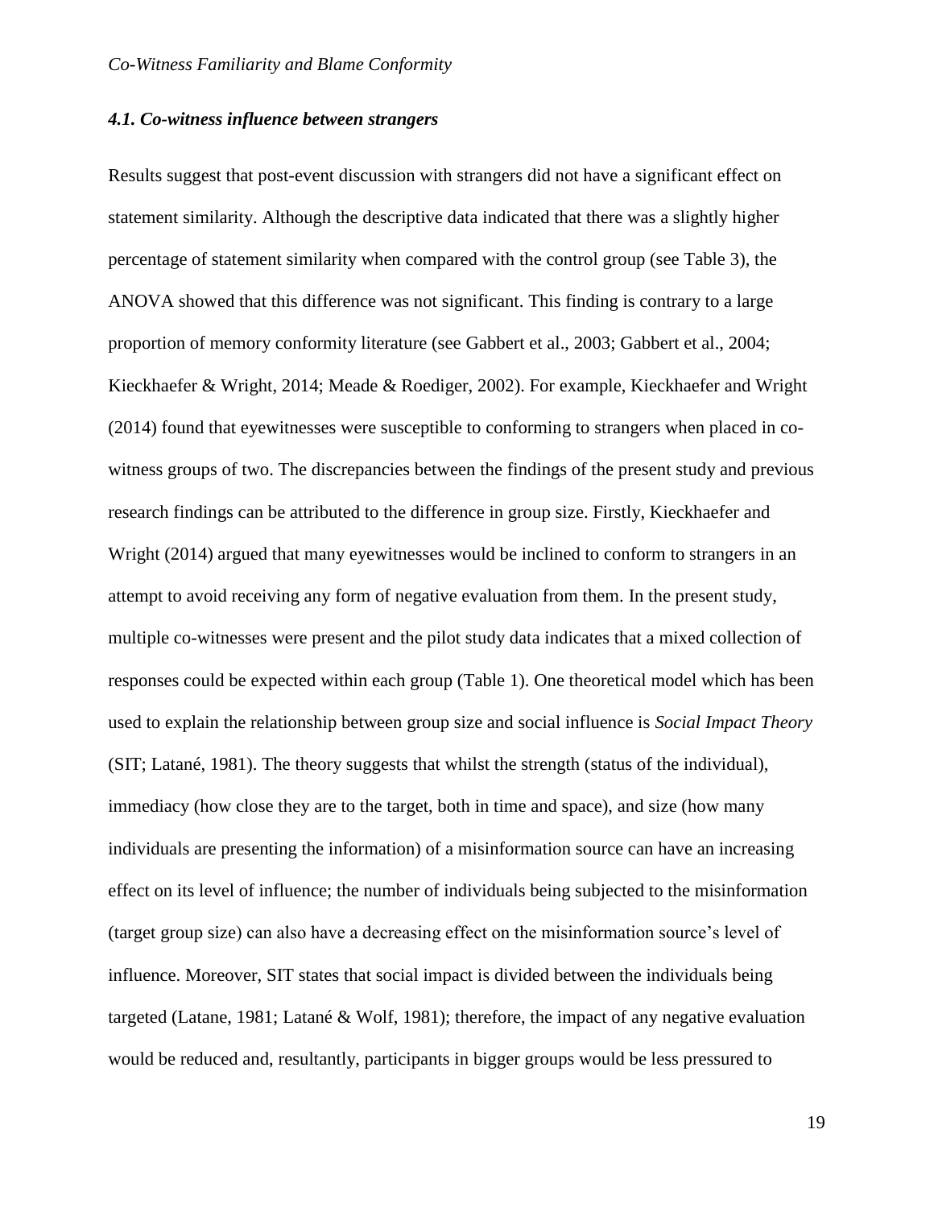### *4.1. Co-witness influence between strangers*

Results suggest that post-event discussion with strangers did not have a significant effect on statement similarity. Although the descriptive data indicated that there was a slightly higher percentage of statement similarity when compared with the control group (see Table 3), the ANOVA showed that this difference was not significant. This finding is contrary to a large proportion of memory conformity literature (see Gabbert et al., 2003; Gabbert et al., 2004; Kieckhaefer & Wright, 2014; Meade & Roediger, 2002). For example, Kieckhaefer and Wright (2014) found that eyewitnesses were susceptible to conforming to strangers when placed in co-witness groups of two. The discrepancies between the findings of the present study and previous research findings can be attributed to the difference in group size. Firstly, Kieckhaefer and Wright (2014) argued that many eyewitnesses would be inclined to conform to strangers in an attempt to avoid receiving any form of negative evaluation from them. In the present study, multiple co-witnesses were present and the pilot study data indicates that a mixed collection of responses could be expected within each group (Table 1). One theoretical model which has been used to explain the relationship between group size and social influence is *Social Impact Theory* (SIT; Latané, 1981). The theory suggests that whilst the strength (status of the individual), immediacy (how close they are to the target, both in time and space), and size (how many individuals are presenting the information) of a misinformation source can have an increasing effect on its level of influence; the number of individuals being subjected to the misinformation (target group size) can also have a decreasing effect on the misinformation source's level of influence. Moreover, SIT states that social impact is divided between the individuals being targeted (Latane, 1981; Latané & Wolf, 1981); therefore, the impact of any negative evaluation would be reduced and, resultantly, participants in bigger groups would be less pressured to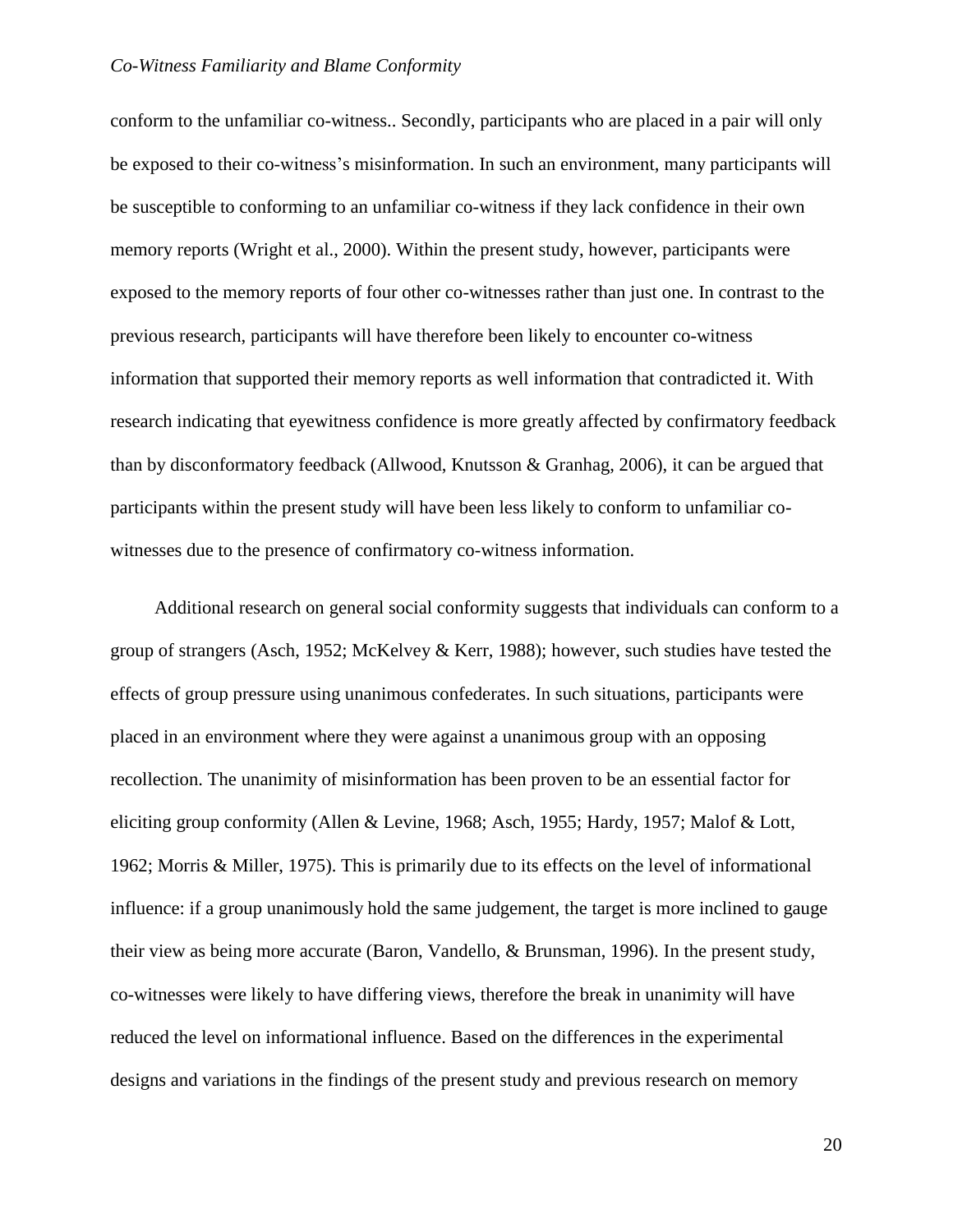conform to the unfamiliar co-witness.. Secondly, participants who are placed in a pair will only be exposed to their co-witness's misinformation. In such an environment, many participants will be susceptible to conforming to an unfamiliar co-witness if they lack confidence in their own memory reports (Wright et al., 2000). Within the present study, however, participants were exposed to the memory reports of four other co-witnesses rather than just one. In contrast to the previous research, participants will have therefore been likely to encounter co-witness information that supported their memory reports as well information that contradicted it. With research indicating that eyewitness confidence is more greatly affected by confirmatory feedback than by disconformatory feedback (Allwood, Knutsson & Granhag, 2006), it can be argued that participants within the present study will have been less likely to conform to unfamiliar co-witnesses due to the presence of confirmatory co-witness information.

Additional research on general social conformity suggests that individuals can conform to a group of strangers (Asch, 1952; McKelvey & Kerr, 1988); however, such studies have tested the effects of group pressure using unanimous confederates. In such situations, participants were placed in an environment where they were against a unanimous group with an opposing recollection. The unanimity of misinformation has been proven to be an essential factor for eliciting group conformity (Allen & Levine, 1968; Asch, 1955; Hardy, 1957; Malof & Lott, 1962; Morris & Miller, 1975). This is primarily due to its effects on the level of informational influence: if a group unanimously hold the same judgement, the target is more inclined to gauge their view as being more accurate (Baron, Vandello, & Brunsman, 1996). In the present study, co-witnesses were likely to have differing views, therefore the break in unanimity will have reduced the level on informational influence. Based on the differences in the experimental designs and variations in the findings of the present study and previous research on memory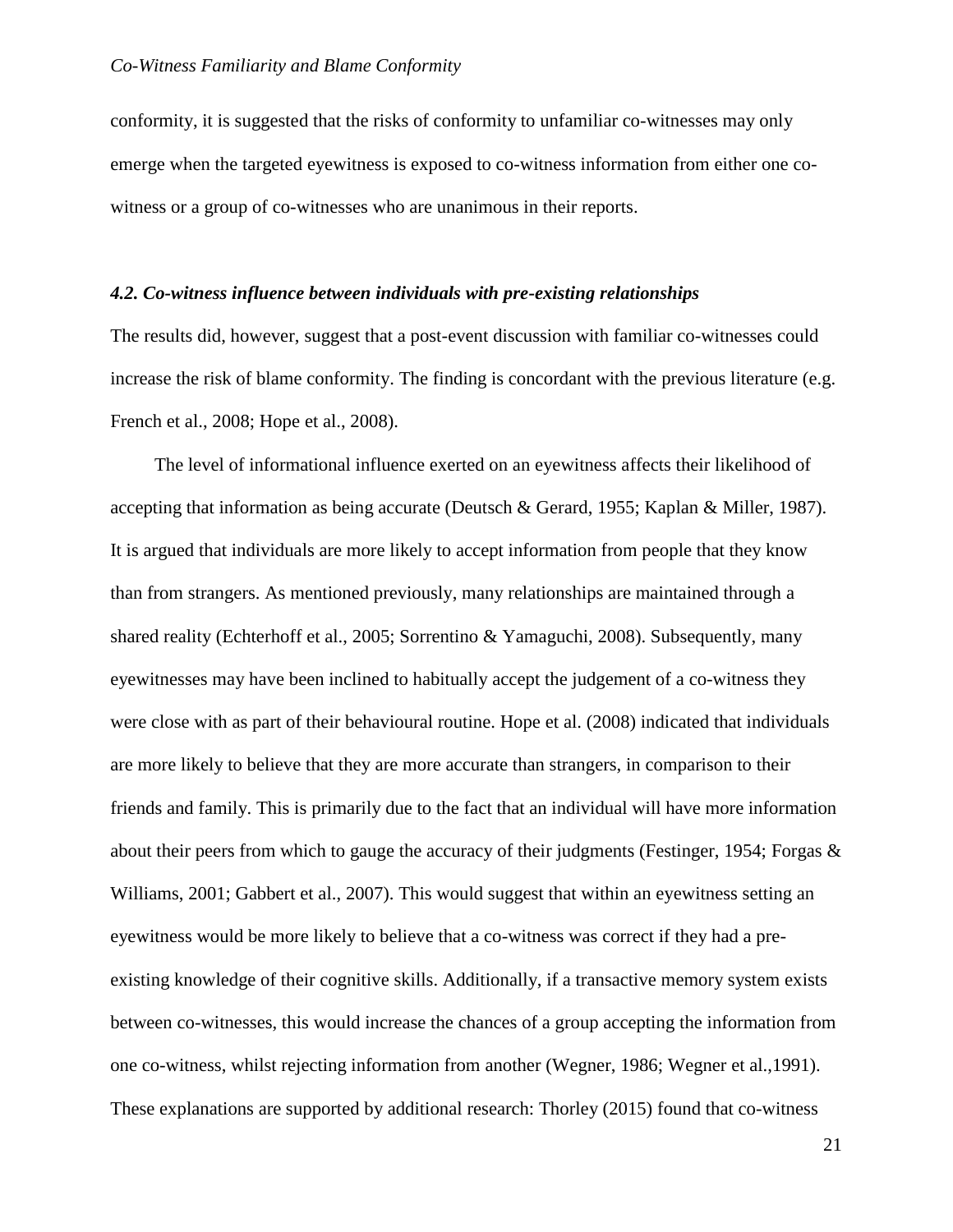conformity, it is suggested that the risks of conformity to unfamiliar co-witnesses may only emerge when the targeted eyewitness is exposed to co-witness information from either one co-witness or a group of co-witnesses who are unanimous in their reports.

### *4.2. Co-witness influence between individuals with pre-existing relationships*

The results did, however, suggest that a post-event discussion with familiar co-witnesses could increase the risk of blame conformity. The finding is concordant with the previous literature (e.g. French et al., 2008; Hope et al., 2008).

The level of informational influence exerted on an eyewitness affects their likelihood of accepting that information as being accurate (Deutsch & Gerard, 1955; Kaplan & Miller, 1987). It is argued that individuals are more likely to accept information from people that they know than from strangers. As mentioned previously, many relationships are maintained through a shared reality (Echterhoff et al., 2005; Sorrentino & Yamaguchi, 2008). Subsequently, many eyewitnesses may have been inclined to habitually accept the judgement of a co-witness they were close with as part of their behavioural routine. Hope et al. (2008) indicated that individuals are more likely to believe that they are more accurate than strangers, in comparison to their friends and family. This is primarily due to the fact that an individual will have more information about their peers from which to gauge the accuracy of their judgments (Festinger, 1954; Forgas & Williams, 2001; Gabbert et al., 2007). This would suggest that within an eyewitness setting an eyewitness would be more likely to believe that a co-witness was correct if they had a pre-existing knowledge of their cognitive skills. Additionally, if a transactive memory system exists between co-witnesses, this would increase the chances of a group accepting the information from one co-witness, whilst rejecting information from another (Wegner, 1986; Wegner et al.,1991). These explanations are supported by additional research: Thorley (2015) found that co-witness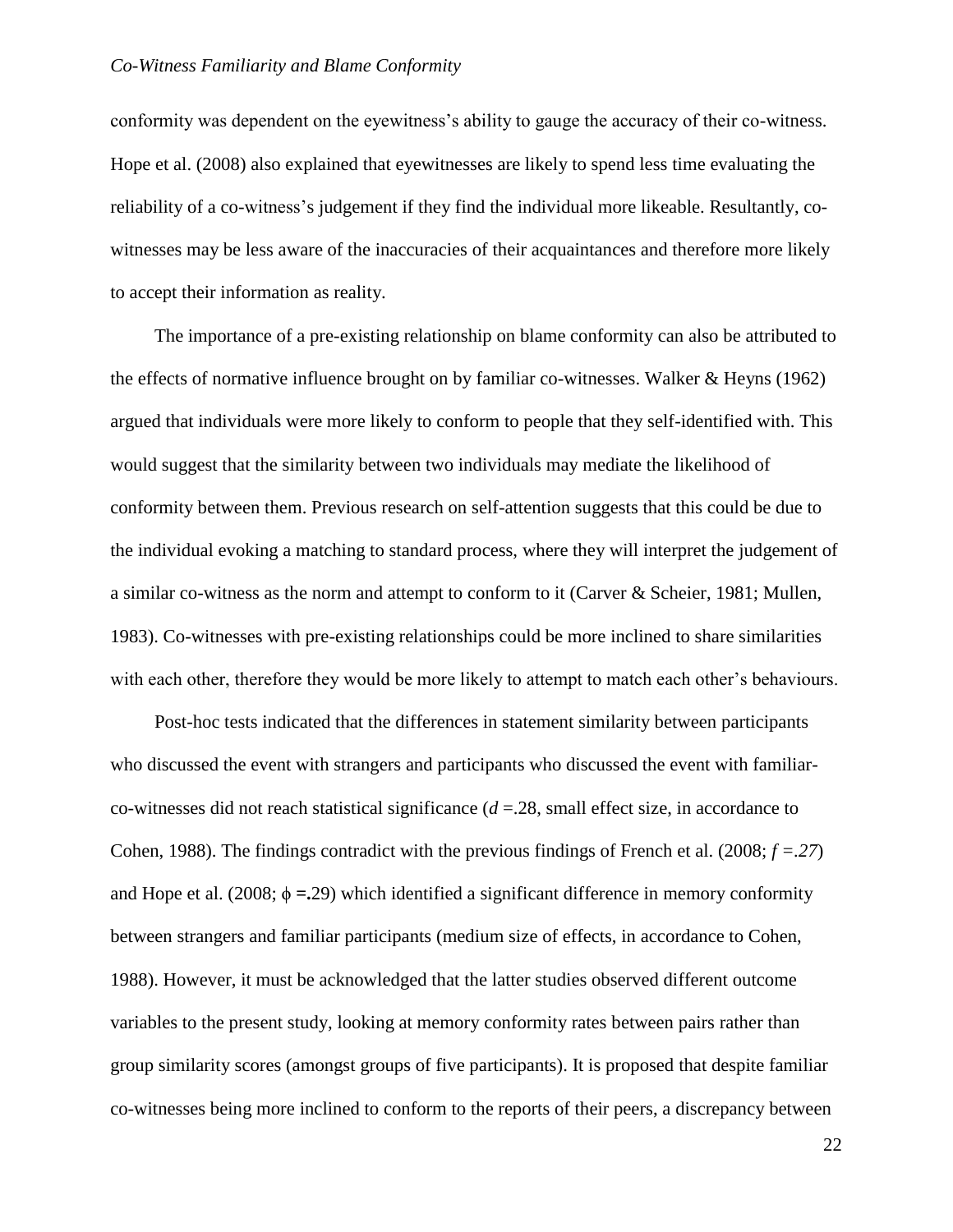conformity was dependent on the eyewitness's ability to gauge the accuracy of their co-witness. Hope et al. (2008) also explained that eyewitnesses are likely to spend less time evaluating the reliability of a co-witness's judgement if they find the individual more likeable. Resultantly, co-witnesses may be less aware of the inaccuracies of their acquaintances and therefore more likely to accept their information as reality.

The importance of a pre-existing relationship on blame conformity can also be attributed to the effects of normative influence brought on by familiar co-witnesses. Walker & Heyns (1962) argued that individuals were more likely to conform to people that they self-identified with. This would suggest that the similarity between two individuals may mediate the likelihood of conformity between them. Previous research on self-attention suggests that this could be due to the individual evoking a matching to standard process, where they will interpret the judgement of a similar co-witness as the norm and attempt to conform to it (Carver & Scheier, 1981; Mullen, 1983). Co-witnesses with pre-existing relationships could be more inclined to share similarities with each other, therefore they would be more likely to attempt to match each other's behaviours.

Post-hoc tests indicated that the differences in statement similarity between participants who discussed the event with strangers and participants who discussed the event with familiar-co-witnesses did not reach statistical significance ($d = .28$, small effect size, in accordance to Cohen, 1988). The findings contradict with the previous findings of French et al. (2008; $f = .27$) and Hope et al. (2008; $\phi = .29$) which identified a significant difference in memory conformity between strangers and familiar participants (medium size of effects, in accordance to Cohen, 1988). However, it must be acknowledged that the latter studies observed different outcome variables to the present study, looking at memory conformity rates between pairs rather than group similarity scores (amongst groups of five participants). It is proposed that despite familiar co-witnesses being more inclined to conform to the reports of their peers, a discrepancy between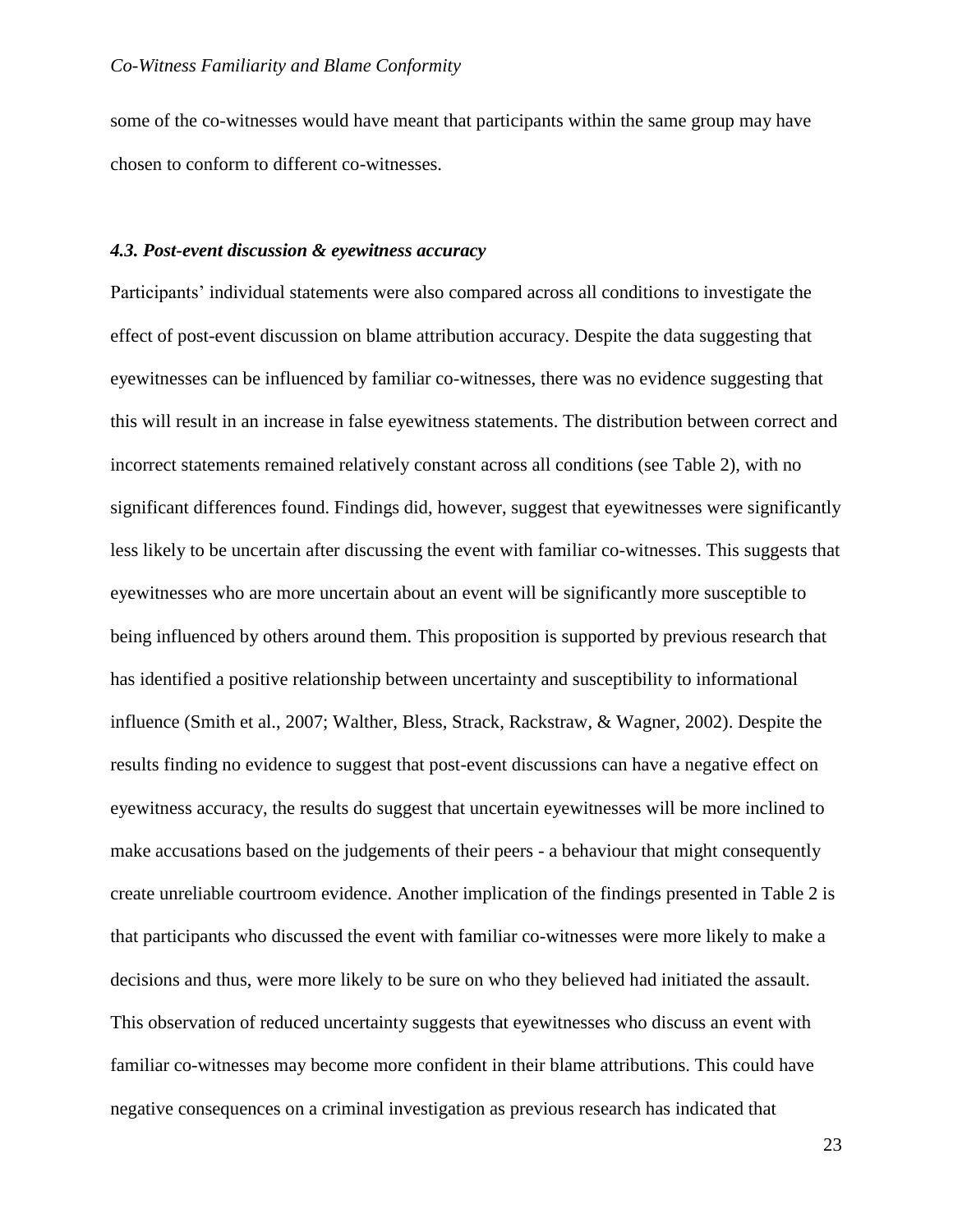some of the co-witnesses would have meant that participants within the same group may have chosen to conform to different co-witnesses.

### *4.3. Post-event discussion & eyewitness accuracy*

Participants' individual statements were also compared across all conditions to investigate the effect of post-event discussion on blame attribution accuracy. Despite the data suggesting that eyewitnesses can be influenced by familiar co-witnesses, there was no evidence suggesting that this will result in an increase in false eyewitness statements. The distribution between correct and incorrect statements remained relatively constant across all conditions (see Table 2), with no significant differences found. Findings did, however, suggest that eyewitnesses were significantly less likely to be uncertain after discussing the event with familiar co-witnesses. This suggests that eyewitnesses who are more uncertain about an event will be significantly more susceptible to being influenced by others around them. This proposition is supported by previous research that has identified a positive relationship between uncertainty and susceptibility to informational influence (Smith et al., 2007; Walther, Bless, Strack, Rackstraw, & Wagner, 2002). Despite the results finding no evidence to suggest that post-event discussions can have a negative effect on eyewitness accuracy, the results do suggest that uncertain eyewitnesses will be more inclined to make accusations based on the judgements of their peers - a behaviour that might consequently create unreliable courtroom evidence. Another implication of the findings presented in Table 2 is that participants who discussed the event with familiar co-witnesses were more likely to make a decisions and thus, were more likely to be sure on who they believed had initiated the assault. This observation of reduced uncertainty suggests that eyewitnesses who discuss an event with familiar co-witnesses may become more confident in their blame attributions. This could have negative consequences on a criminal investigation as previous research has indicated that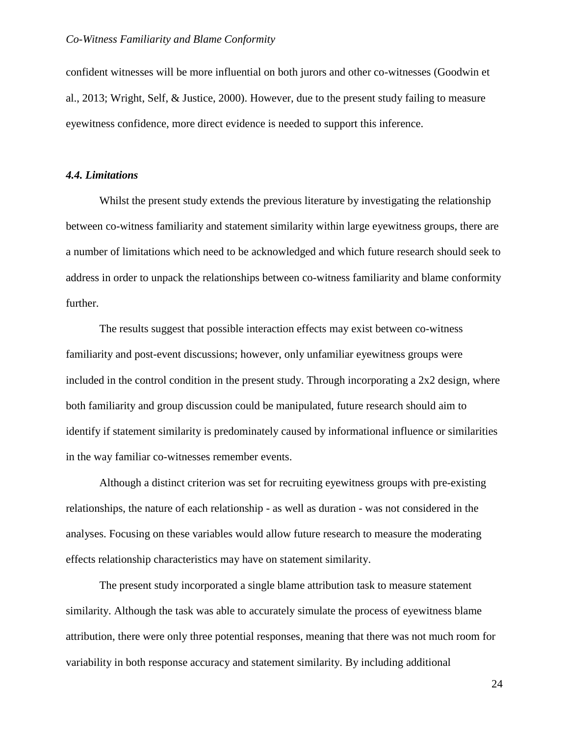confident witnesses will be more influential on both jurors and other co-witnesses (Goodwin et al., 2013; Wright, Self, & Justice, 2000). However, due to the present study failing to measure eyewitness confidence, more direct evidence is needed to support this inference.

### *4.4. Limitations*

Whilst the present study extends the previous literature by investigating the relationship between co-witness familiarity and statement similarity within large eyewitness groups, there are a number of limitations which need to be acknowledged and which future research should seek to address in order to unpack the relationships between co-witness familiarity and blame conformity further.

The results suggest that possible interaction effects may exist between co-witness familiarity and post-event discussions; however, only unfamiliar eyewitness groups were included in the control condition in the present study. Through incorporating a 2x2 design, where both familiarity and group discussion could be manipulated, future research should aim to identify if statement similarity is predominately caused by informational influence or similarities in the way familiar co-witnesses remember events.

Although a distinct criterion was set for recruiting eyewitness groups with pre-existing relationships, the nature of each relationship - as well as duration - was not considered in the analyses. Focusing on these variables would allow future research to measure the moderating effects relationship characteristics may have on statement similarity.

The present study incorporated a single blame attribution task to measure statement similarity. Although the task was able to accurately simulate the process of eyewitness blame attribution, there were only three potential responses, meaning that there was not much room for variability in both response accuracy and statement similarity. By including additional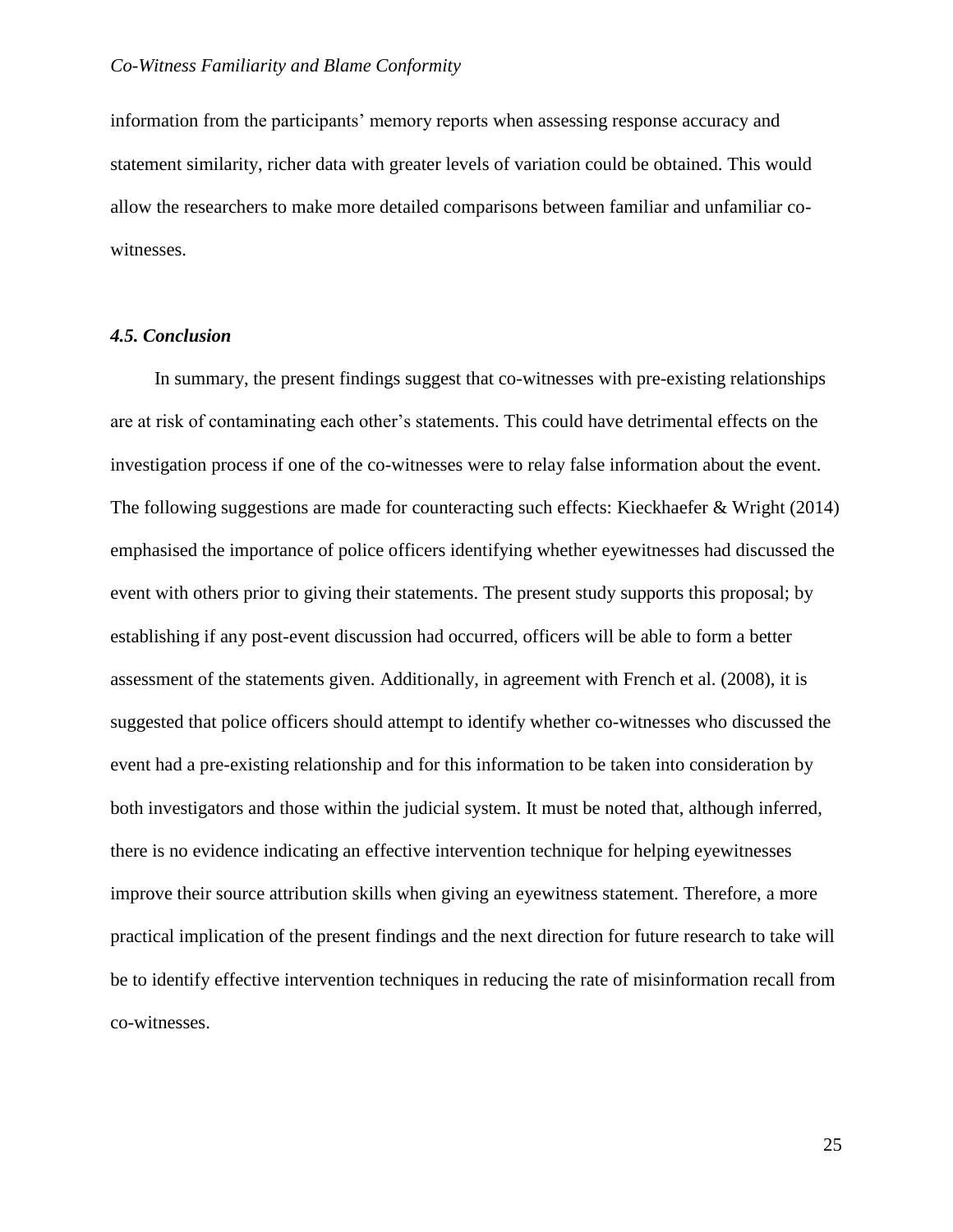information from the participants' memory reports when assessing response accuracy and statement similarity, richer data with greater levels of variation could be obtained. This would allow the researchers to make more detailed comparisons between familiar and unfamiliar co-witnesses.

### *4.5. Conclusion*

In summary, the present findings suggest that co-witnesses with pre-existing relationships are at risk of contaminating each other's statements. This could have detrimental effects on the investigation process if one of the co-witnesses were to relay false information about the event. The following suggestions are made for counteracting such effects: Kieckhaefer & Wright (2014) emphasised the importance of police officers identifying whether eyewitnesses had discussed the event with others prior to giving their statements. The present study supports this proposal; by establishing if any post-event discussion had occurred, officers will be able to form a better assessment of the statements given. Additionally, in agreement with French et al. (2008), it is suggested that police officers should attempt to identify whether co-witnesses who discussed the event had a pre-existing relationship and for this information to be taken into consideration by both investigators and those within the judicial system. It must be noted that, although inferred, there is no evidence indicating an effective intervention technique for helping eyewitnesses improve their source attribution skills when giving an eyewitness statement. Therefore, a more practical implication of the present findings and the next direction for future research to take will be to identify effective intervention techniques in reducing the rate of misinformation recall from co-witnesses.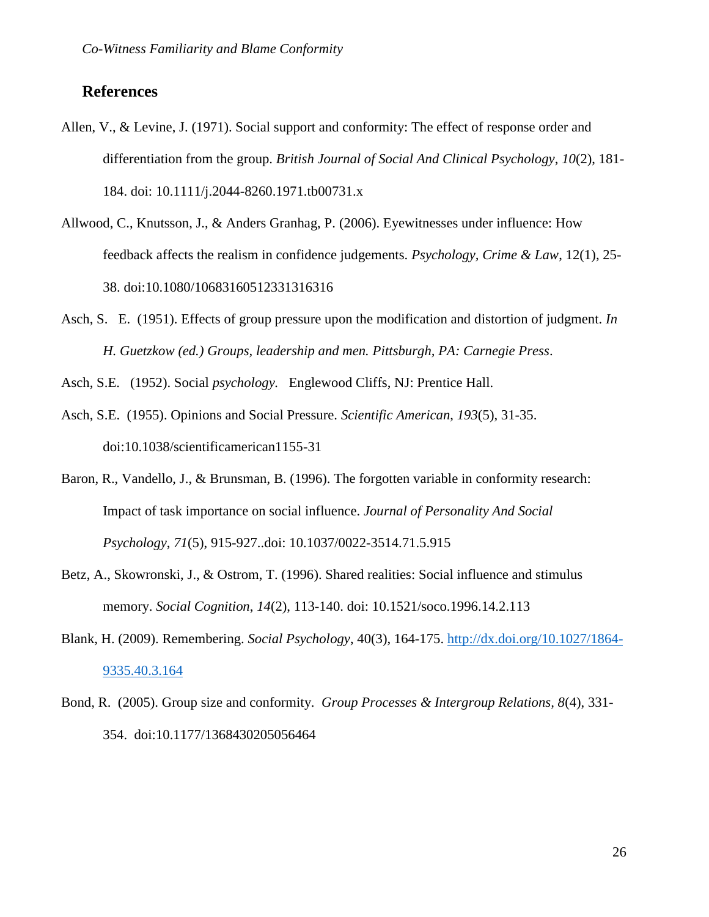## References

Allen, V., & Levine, J. (1971). Social support and conformity: The effect of response order and differentiation from the group. *British Journal of Social And Clinical Psychology*, *10*(2), 181-184. doi: 10.1111/j.2044-8260.1971.tb00731.x

Allwood, C., Knutsson, J., & Anders Granhag, P. (2006). Eyewitnesses under influence: How feedback affects the realism in confidence judgements. *Psychology, Crime & Law*, 12(1), 25-38. doi:10.1080/10683160512331316316

Asch, S. E. (1951). Effects of group pressure upon the modification and distortion of judgment. *In H. Guetzkow (ed.) Groups, leadership and men. Pittsburgh, PA: Carnegie Press*.

Asch, S.E. (1952). Social *psychology.* Englewood Cliffs, NJ: Prentice Hall.

Asch, S.E. (1955). Opinions and Social Pressure. *Scientific American*, *193*(5), 31-35. doi:10.1038/scientificamerican1155-31

Baron, R., Vandello, J., & Brunsman, B. (1996). The forgotten variable in conformity research: Impact of task importance on social influence. *Journal of Personality And Social Psychology*, *71*(5), 915-927..doi: 10.1037/0022-3514.71.5.915

Betz, A., Skowronski, J., & Ostrom, T. (1996). Shared realities: Social influence and stimulus memory. *Social Cognition*, *14*(2), 113-140. doi: 10.1521/soco.1996.14.2.113

Blank, H. (2009). Remembering. *Social Psychology*, 40(3), 164-175. http://dx.doi.org/10.1027/1864-9335.40.3.164

Bond, R. (2005). Group size and conformity. *Group Processes & Intergroup Relations*, *8*(4), 331-354. doi:10.1177/1368430205056464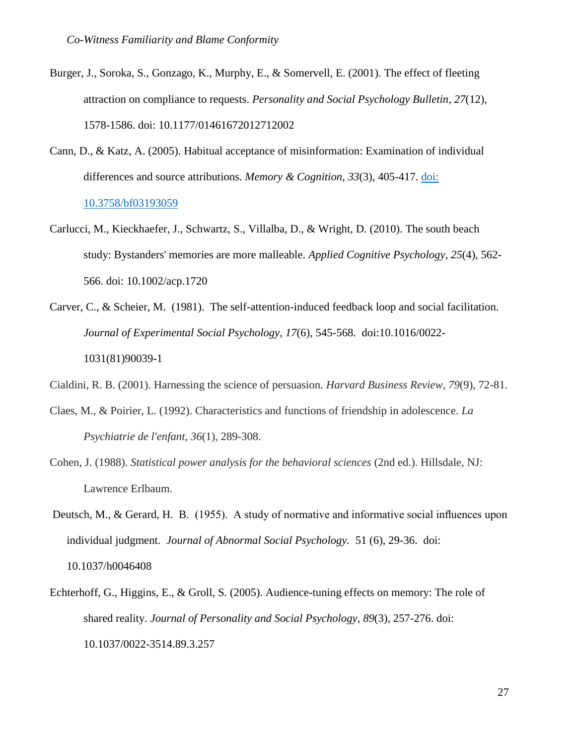Burger, J., Soroka, S., Gonzago, K., Murphy, E., & Somervell, E. (2001). The effect of fleeting attraction on compliance to requests. *Personality and Social Psychology Bulletin*, *27*(12), 1578-1586. doi: 10.1177/01461672012712002

Cann, D., & Katz, A. (2005). Habitual acceptance of misinformation: Examination of individual differences and source attributions. *Memory & Cognition*, *33*(3), 405-417. doi: 10.3758/bf03193059

Carlucci, M., Kieckhaefer, J., Schwartz, S., Villalba, D., & Wright, D. (2010). The south beach study: Bystanders' memories are more malleable. *Applied Cognitive Psychology*, *25*(4), 562-566. doi: 10.1002/acp.1720

Carver, C., & Scheier, M. (1981). The self-attention-induced feedback loop and social facilitation. *Journal of Experimental Social Psychology*, *17*(6), 545-568. doi:10.1016/0022-1031(81)90039-1

Cialdini, R. B. (2001). Harnessing the science of persuasion. *Harvard Business Review*, *79*(9), 72-81.

Claes, M., & Poirier, L. (1992). Characteristics and functions of friendship in adolescence. *La Psychiatrie de l'enfant*, *36*(1), 289-308.

Cohen, J. (1988). *Statistical power analysis for the behavioral sciences* (2nd ed.). Hillsdale, NJ: Lawrence Erlbaum.

Deutsch, M., & Gerard, H. B. (1955). A study of normative and informative social influences upon individual judgment. *Journal of Abnormal Social Psychology.* 51 (6), 29-36. doi: 10.1037/h0046408

Echterhoff, G., Higgins, E., & Groll, S. (2005). Audience-tuning effects on memory: The role of shared reality. *Journal of Personality and Social Psychology*, *89*(3), 257-276. doi: 10.1037/0022-3514.89.3.257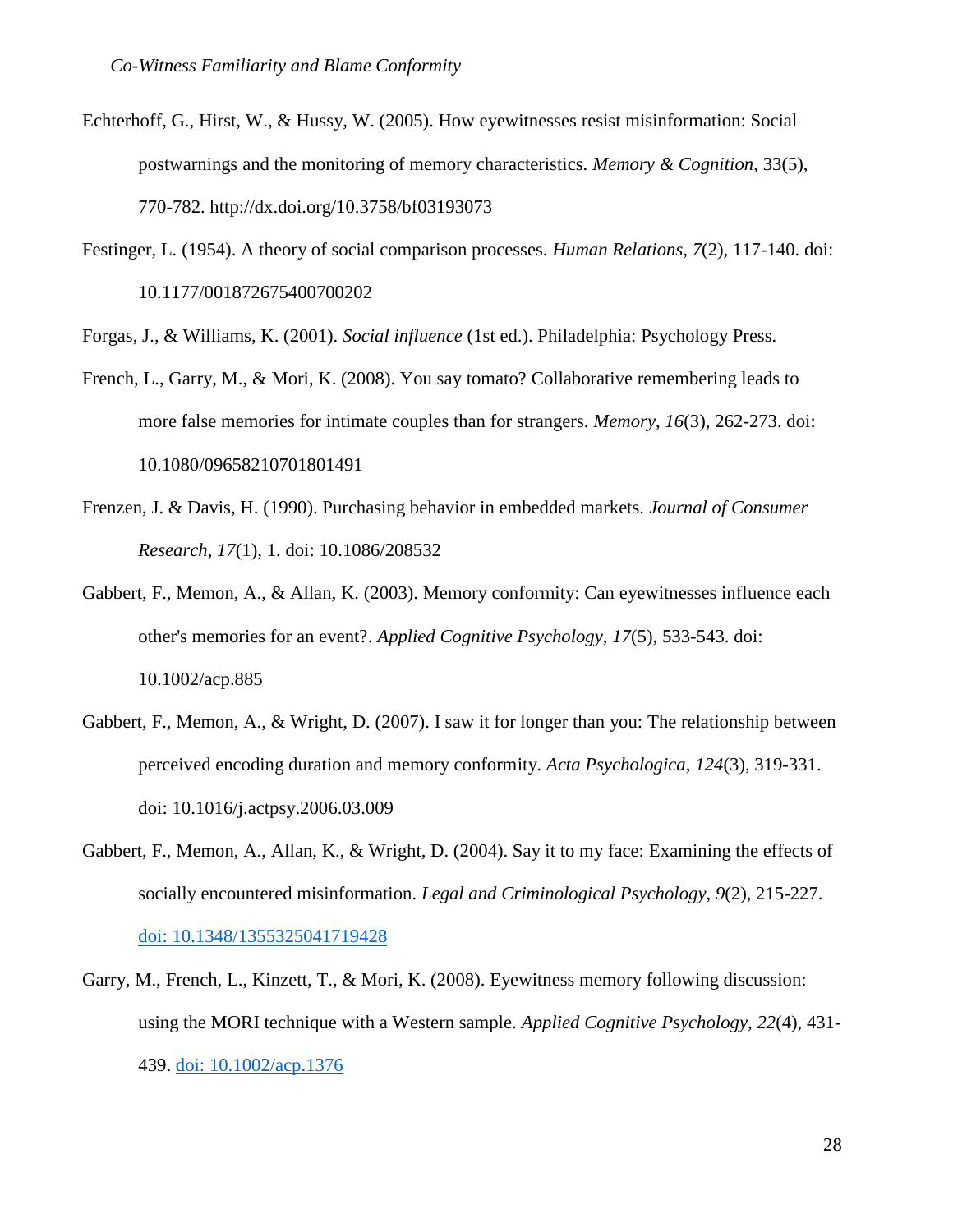Echterhoff, G., Hirst, W., & Hussy, W. (2005). How eyewitnesses resist misinformation: Social postwarnings and the monitoring of memory characteristics. *Memory & Cognition*, 33(5), 770-782. http://dx.doi.org/10.3758/bf03193073

Festinger, L. (1954). A theory of social comparison processes. *Human Relations*, *7*(2), 117-140. doi: 10.1177/001872675400700202

Forgas, J., & Williams, K. (2001). *Social influence* (1st ed.). Philadelphia: Psychology Press.

French, L., Garry, M., & Mori, K. (2008). You say tomato? Collaborative remembering leads to more false memories for intimate couples than for strangers. *Memory*, *16*(3), 262-273. doi: 10.1080/09658210701801491

Frenzen, J. & Davis, H. (1990). Purchasing behavior in embedded markets. *Journal of Consumer Research*, *17*(1), 1. doi: 10.1086/208532

Gabbert, F., Memon, A., & Allan, K. (2003). Memory conformity: Can eyewitnesses influence each other's memories for an event?. *Applied Cognitive Psychology*, *17*(5), 533-543. doi: 10.1002/acp.885

Gabbert, F., Memon, A., & Wright, D. (2007). I saw it for longer than you: The relationship between perceived encoding duration and memory conformity. *Acta Psychologica*, *124*(3), 319-331. doi: 10.1016/j.actpsy.2006.03.009

Gabbert, F., Memon, A., Allan, K., & Wright, D. (2004). Say it to my face: Examining the effects of socially encountered misinformation. *Legal and Criminological Psychology*, *9*(2), 215-227. doi: 10.1348/1355325041719428

Garry, M., French, L., Kinzett, T., & Mori, K. (2008). Eyewitness memory following discussion: using the MORI technique with a Western sample. *Applied Cognitive Psychology*, *22*(4), 431-439. doi: 10.1002/acp.1376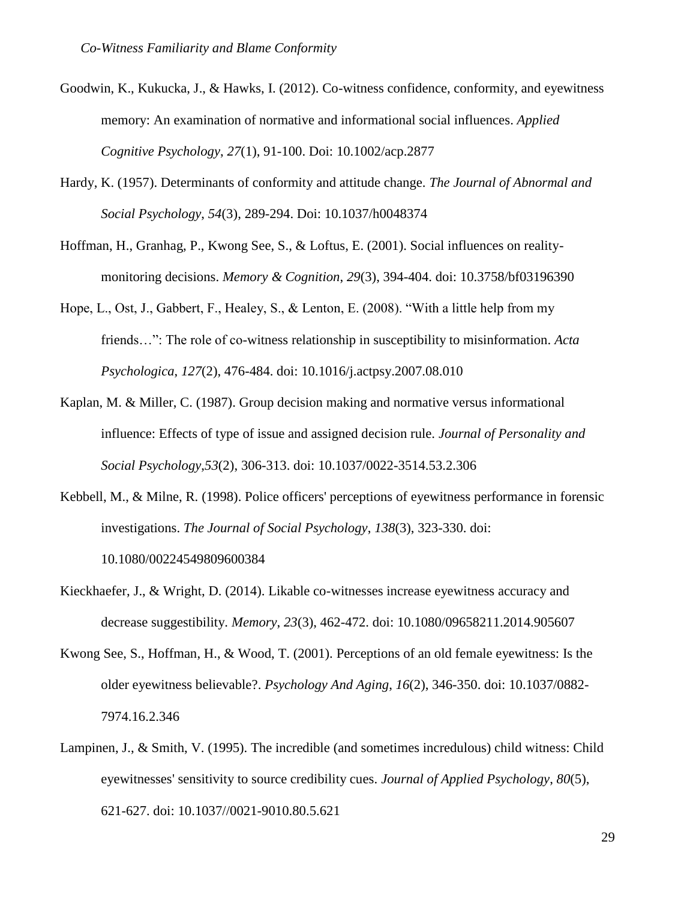Goodwin, K., Kukucka, J., & Hawks, I. (2012). Co-witness confidence, conformity, and eyewitness memory: An examination of normative and informational social influences. *Applied Cognitive Psychology*, *27*(1), 91-100. Doi: 10.1002/acp.2877

Hardy, K. (1957). Determinants of conformity and attitude change. *The Journal of Abnormal and Social Psychology*, *54*(3), 289-294. Doi: 10.1037/h0048374

Hoffman, H., Granhag, P., Kwong See, S., & Loftus, E. (2001). Social influences on reality-monitoring decisions. *Memory & Cognition*, *29*(3), 394-404. doi: 10.3758/bf03196390

Hope, L., Ost, J., Gabbert, F., Healey, S., & Lenton, E. (2008). "With a little help from my friends…": The role of co-witness relationship in susceptibility to misinformation. *Acta Psychologica*, *127*(2), 476-484. doi: 10.1016/j.actpsy.2007.08.010

Kaplan, M. & Miller, C. (1987). Group decision making and normative versus informational influence: Effects of type of issue and assigned decision rule. *Journal of Personality and Social Psychology*,*53*(2), 306-313. doi: 10.1037/0022-3514.53.2.306

Kebbell, M., & Milne, R. (1998). Police officers' perceptions of eyewitness performance in forensic investigations. *The Journal of Social Psychology*, *138*(3), 323-330. doi: 10.1080/00224549809600384

Kieckhaefer, J., & Wright, D. (2014). Likable co-witnesses increase eyewitness accuracy and decrease suggestibility. *Memory*, *23*(3), 462-472. doi: 10.1080/09658211.2014.905607

Kwong See, S., Hoffman, H., & Wood, T. (2001). Perceptions of an old female eyewitness: Is the older eyewitness believable?. *Psychology And Aging*, *16*(2), 346-350. doi: 10.1037/0882-7974.16.2.346

Lampinen, J., & Smith, V. (1995). The incredible (and sometimes incredulous) child witness: Child eyewitnesses' sensitivity to source credibility cues. *Journal of Applied Psychology*, *80*(5), 621-627. doi: 10.1037//0021-9010.80.5.621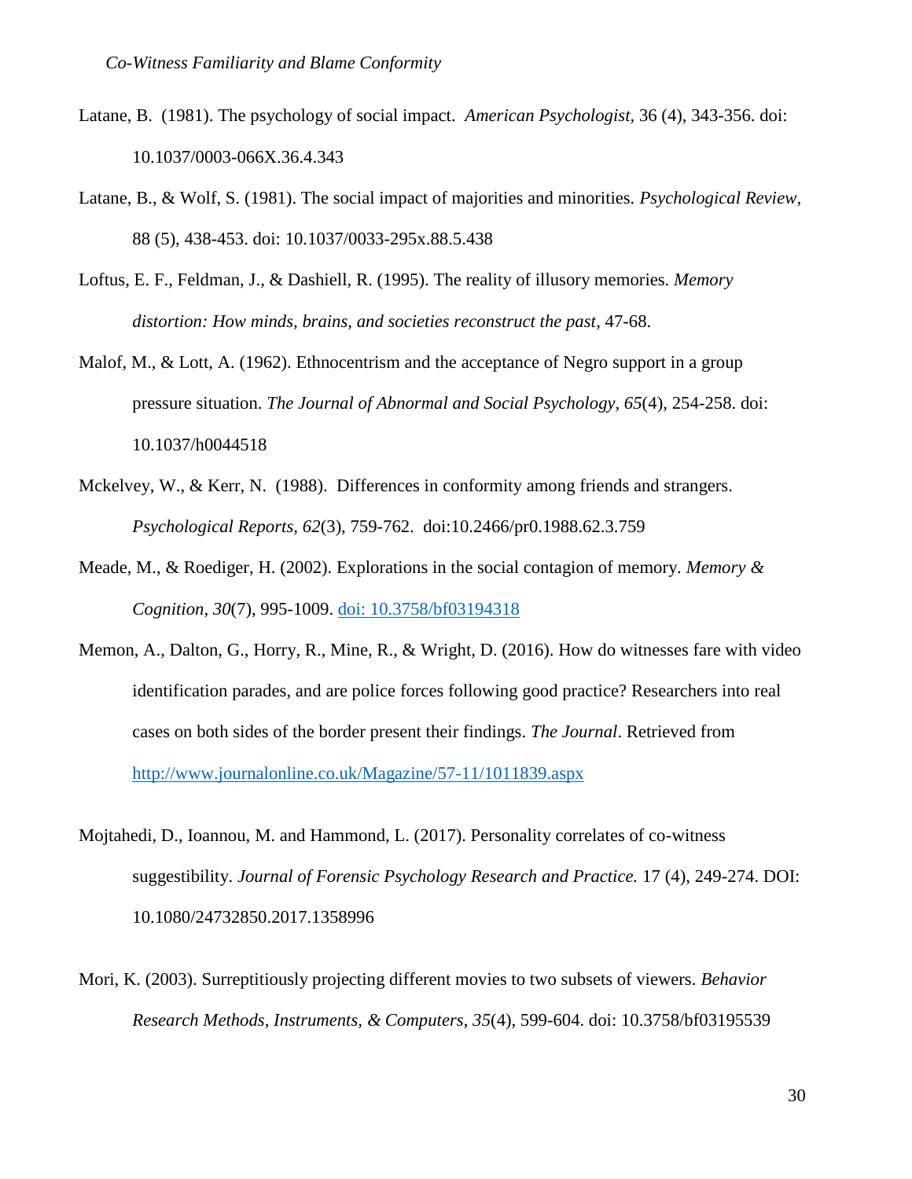Latane, B. (1981). The psychology of social impact. *American Psychologist,* 36 (4), 343-356. doi: 10.1037/0003-066X.36.4.343

Latane, B., & Wolf, S. (1981). The social impact of majorities and minorities. *Psychological Review*, 88 (5), 438-453. doi: 10.1037/0033-295x.88.5.438

Loftus, E. F., Feldman, J., & Dashiell, R. (1995). The reality of illusory memories. *Memory distortion: How minds, brains, and societies reconstruct the past*, 47-68.

Malof, M., & Lott, A. (1962). Ethnocentrism and the acceptance of Negro support in a group pressure situation. *The Journal of Abnormal and Social Psychology*, *65*(4), 254-258. doi: 10.1037/h0044518

Mckelvey, W., & Kerr, N. (1988). Differences in conformity among friends and strangers. *Psychological Reports, 62*(3), 759-762. doi:10.2466/pr0.1988.62.3.759

Meade, M., & Roediger, H. (2002). Explorations in the social contagion of memory. *Memory & Cognition*, *30*(7), 995-1009. doi: 10.3758/bf03194318

Memon, A., Dalton, G., Horry, R., Mine, R., & Wright, D. (2016). How do witnesses fare with video identification parades, and are police forces following good practice? Researchers into real cases on both sides of the border present their findings. *The Journal*. Retrieved from http://www.journalonline.co.uk/Magazine/57-11/1011839.aspx

Mojtahedi, D., Ioannou, M. and Hammond, L. (2017). Personality correlates of co-witness suggestibility. *Journal of Forensic Psychology Research and Practice.* 17 (4), 249-274. DOI: 10.1080/24732850.2017.1358996

Mori, K. (2003). Surreptitiously projecting different movies to two subsets of viewers. *Behavior Research Methods, Instruments, & Computers*, *35*(4), 599-604. doi: 10.3758/bf03195539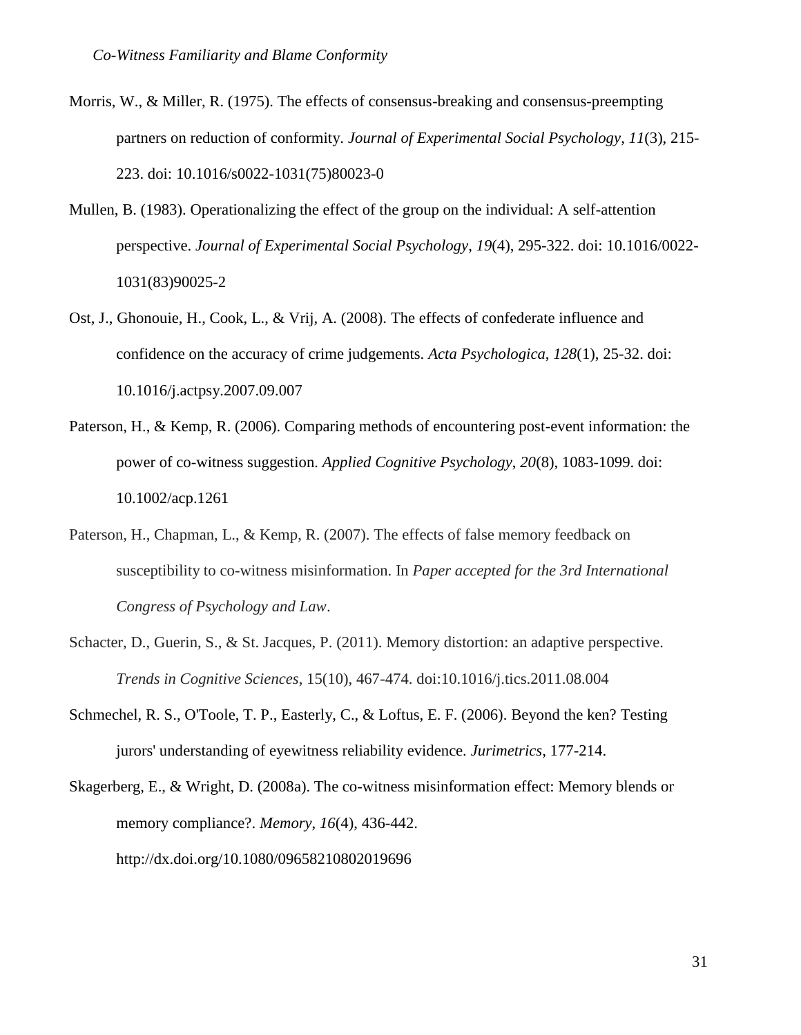Morris, W., & Miller, R. (1975). The effects of consensus-breaking and consensus-preempting partners on reduction of conformity. *Journal of Experimental Social Psychology*, *11*(3), 215-223. doi: 10.1016/s0022-1031(75)80023-0

Mullen, B. (1983). Operationalizing the effect of the group on the individual: A self-attention perspective. *Journal of Experimental Social Psychology*, *19*(4), 295-322. doi: 10.1016/0022-1031(83)90025-2

Ost, J., Ghonouie, H., Cook, L., & Vrij, A. (2008). The effects of confederate influence and confidence on the accuracy of crime judgements. *Acta Psychologica*, *128*(1), 25-32. doi: 10.1016/j.actpsy.2007.09.007

Paterson, H., & Kemp, R. (2006). Comparing methods of encountering post-event information: the power of co-witness suggestion. *Applied Cognitive Psychology*, *20*(8), 1083-1099. doi: 10.1002/acp.1261

Paterson, H., Chapman, L., & Kemp, R. (2007). The effects of false memory feedback on susceptibility to co-witness misinformation. In *Paper accepted for the 3rd International Congress of Psychology and Law*.

Schacter, D., Guerin, S., & St. Jacques, P. (2011). Memory distortion: an adaptive perspective. *Trends in Cognitive Sciences*, 15(10), 467-474. doi:10.1016/j.tics.2011.08.004

Schmechel, R. S., O'Toole, T. P., Easterly, C., & Loftus, E. F. (2006). Beyond the ken? Testing jurors' understanding of eyewitness reliability evidence. *Jurimetrics*, 177-214.

Skagerberg, E., & Wright, D. (2008a). The co-witness misinformation effect: Memory blends or memory compliance?. *Memory*, *16*(4), 436-442. http://dx.doi.org/10.1080/09658210802019696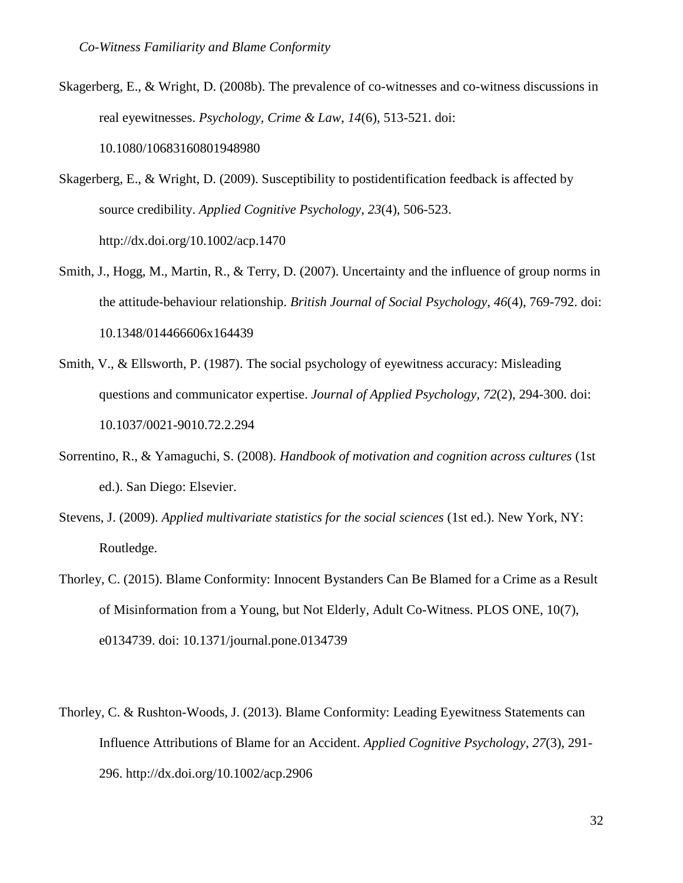Skagerberg, E., & Wright, D. (2008b). The prevalence of co-witnesses and co-witness discussions in real eyewitnesses. *Psychology, Crime & Law*, *14*(6), 513-521. doi: 10.1080/10683160801948980

Skagerberg, E., & Wright, D. (2009). Susceptibility to postidentification feedback is affected by source credibility. *Applied Cognitive Psychology*, *23*(4), 506-523. http://dx.doi.org/10.1002/acp.1470

Smith, J., Hogg, M., Martin, R., & Terry, D. (2007). Uncertainty and the influence of group norms in the attitude-behaviour relationship. *British Journal of Social Psychology*, *46*(4), 769-792. doi: 10.1348/014466606x164439

Smith, V., & Ellsworth, P. (1987). The social psychology of eyewitness accuracy: Misleading questions and communicator expertise. *Journal of Applied Psychology*, *72*(2), 294-300. doi: 10.1037/0021-9010.72.2.294

Sorrentino, R., & Yamaguchi, S. (2008). *Handbook of motivation and cognition across cultures* (1st ed.). San Diego: Elsevier.

Stevens, J. (2009). *Applied multivariate statistics for the social sciences* (1st ed.). New York, NY: Routledge.

Thorley, C. (2015). Blame Conformity: Innocent Bystanders Can Be Blamed for a Crime as a Result of Misinformation from a Young, but Not Elderly, Adult Co-Witness. PLOS ONE, 10(7), e0134739. doi: 10.1371/journal.pone.0134739

Thorley, C. & Rushton-Woods, J. (2013). Blame Conformity: Leading Eyewitness Statements can Influence Attributions of Blame for an Accident. *Applied Cognitive Psychology*, *27*(3), 291-296. http://dx.doi.org/10.1002/acp.2906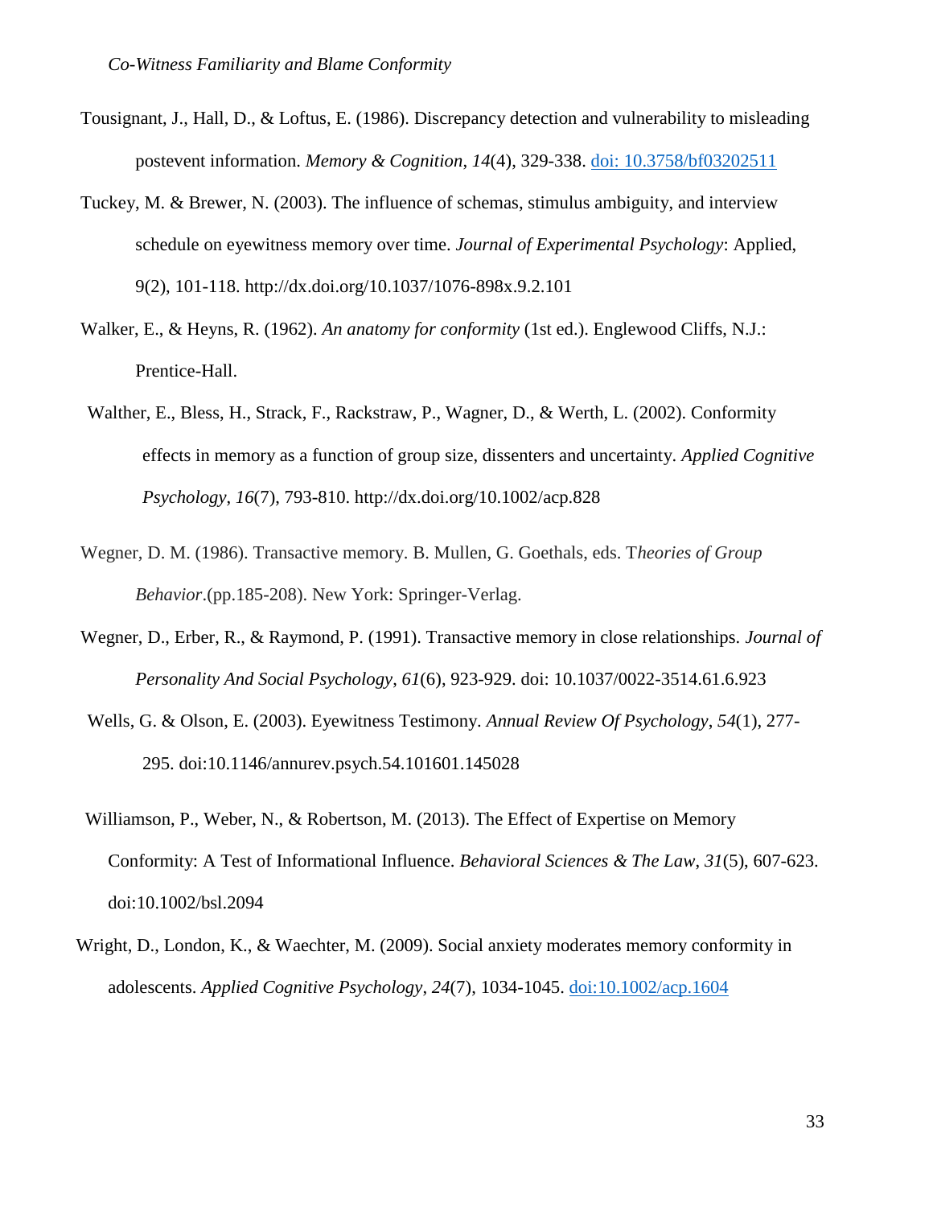Tousignant, J., Hall, D., & Loftus, E. (1986). Discrepancy detection and vulnerability to misleading postevent information. *Memory & Cognition*, *14*(4), 329-338. doi: 10.3758/bf03202511

Tuckey, M. & Brewer, N. (2003). The influence of schemas, stimulus ambiguity, and interview schedule on eyewitness memory over time. *Journal of Experimental Psychology*: Applied, 9(2), 101-118. http://dx.doi.org/10.1037/1076-898x.9.2.101

Walker, E., & Heyns, R. (1962). *An anatomy for conformity* (1st ed.). Englewood Cliffs, N.J.: Prentice-Hall.

Walther, E., Bless, H., Strack, F., Rackstraw, P., Wagner, D., & Werth, L. (2002). Conformity effects in memory as a function of group size, dissenters and uncertainty. *Applied Cognitive Psychology*, *16*(7), 793-810. http://dx.doi.org/10.1002/acp.828

Wegner, D. M. (1986). Transactive memory. B. Mullen, G. Goethals, eds. T*heories of Group Behavior*.(pp.185-208). New York: Springer-Verlag.

Wegner, D., Erber, R., & Raymond, P. (1991). Transactive memory in close relationships. *Journal of Personality And Social Psychology*, *61*(6), 923-929. doi: 10.1037/0022-3514.61.6.923

Wells, G. & Olson, E. (2003). Eyewitness Testimony. *Annual Review Of Psychology*, *54*(1), 277-295. doi:10.1146/annurev.psych.54.101601.145028

Williamson, P., Weber, N., & Robertson, M. (2013). The Effect of Expertise on Memory Conformity: A Test of Informational Influence. *Behavioral Sciences & The Law*, *31*(5), 607-623. doi:10.1002/bsl.2094

Wright, D., London, K., & Waechter, M. (2009). Social anxiety moderates memory conformity in adolescents. *Applied Cognitive Psychology*, *24*(7), 1034-1045. doi:10.1002/acp.1604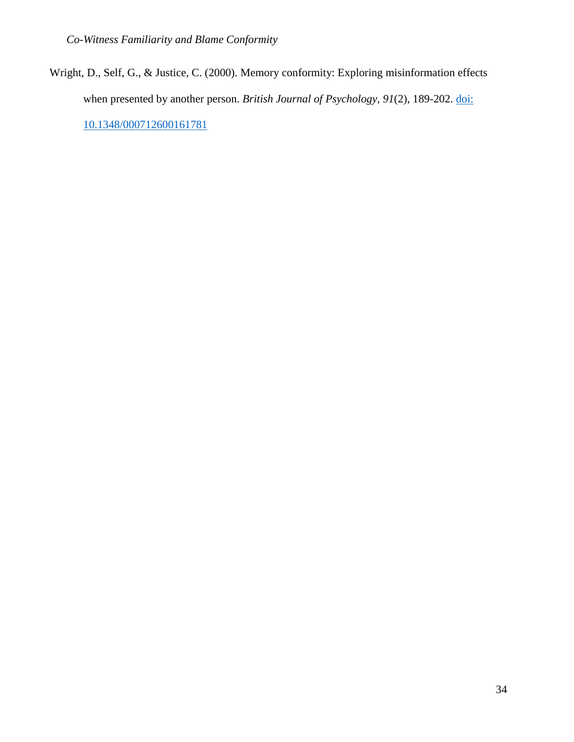Wright, D., Self, G., & Justice, C. (2000). Memory conformity: Exploring misinformation effects when presented by another person. *British Journal of Psychology*, *91*(2), 189-202. [doi: 10.1348/000712600161781](https://doi.org/10.1348/000712600161781)